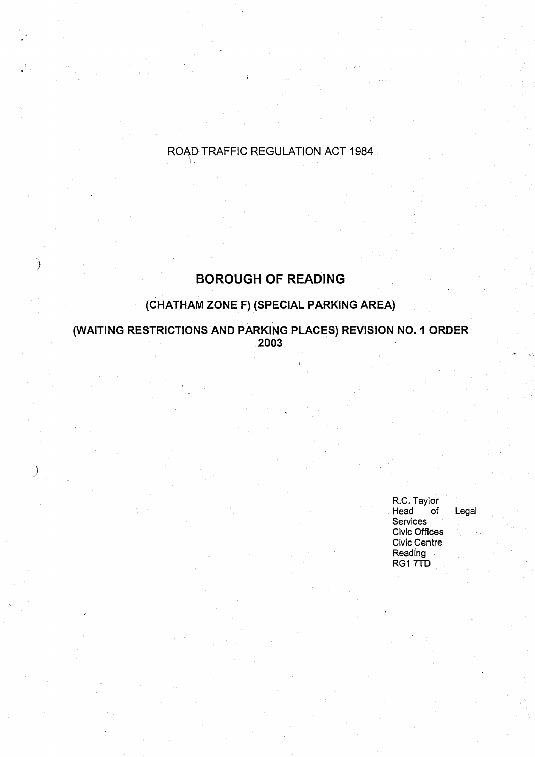ROAD TRAFFIC REGULATION ACT 1984

# BOROUGH OF READING

## (CHATHAM ZONE F) (SPECIAL PARKING AREA)

## (WAITING RESTRICTIONS AND PARKING PLACES) REVISION NO. 1 ORDER 2003

R.C. Taylor
Head of Legal Services
Civic Offices
Civic Centre
Reading
RG1 7TD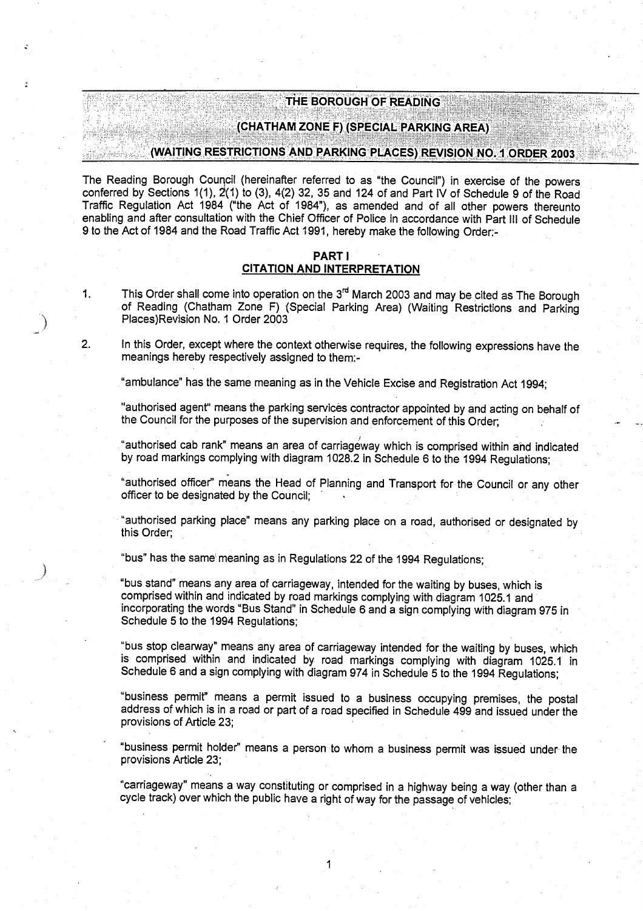# THE BOROUGH OF READING

## (CHATHAM ZONE F) (SPECIAL PARKING AREA)

## (WAITING RESTRICTIONS AND PARKING PLACES) REVISION NO. 1 ORDER 2003

The Reading Borough Council (hereinafter referred to as "the Council") in exercise of the powers conferred by Sections 1(1), 2(1) to (3), 4(2) 32, 35 and 124 of and Part IV of Schedule 9 of the Road Traffic Regulation Act 1984 ("the Act of 1984"), as amended and of all other powers thereunto enabling and after consultation with the Chief Officer of Police in accordance with Part III of Schedule 9 to the Act of 1984 and the Road Traffic Act 1991, hereby make the following Order:-

### PART I
### CITATION AND INTERPRETATION

1. This Order shall come into operation on the 3rd March 2003 and may be cited as The Borough of Reading (Chatham Zone F) (Special Parking Area) (Waiting Restrictions and Parking Places)Revision No. 1 Order 2003

2. In this Order, except where the context otherwise requires, the following expressions have the meanings hereby respectively assigned to them:-

"ambulance" has the same meaning as in the Vehicle Excise and Registration Act 1994;

"authorised agent" means the parking services contractor appointed by and acting on behalf of the Council for the purposes of the supervision and enforcement of this Order;

"authorised cab rank" means an area of carriageway which is comprised within and indicated by road markings complying with diagram 1028.2 in Schedule 6 to the 1994 Regulations;

"authorised officer" means the Head of Planning and Transport for the Council or any other officer to be designated by the Council;

"authorised parking place" means any parking place on a road, authorised or designated by this Order;

"bus" has the same meaning as in Regulations 22 of the 1994 Regulations;

"bus stand" means any area of carriageway, intended for the waiting by buses, which is comprised within and indicated by road markings complying with diagram 1025.1 and incorporating the words "Bus Stand" in Schedule 6 and a sign complying with diagram 975 in Schedule 5 to the 1994 Regulations;

"bus stop clearway" means any area of carriageway intended for the waiting by buses, which is comprised within and indicated by road markings complying with diagram 1025.1 in Schedule 6 and a sign complying with diagram 974 in Schedule 5 to the 1994 Regulations;

"business permit" means a permit issued to a business occupying premises, the postal address of which is in a road or part of a road specified in Schedule 499 and issued under the provisions of Article 23;

"business permit holder" means a person to whom a business permit was issued under the provisions Article 23;

"carriageway" means a way constituting or comprised in a highway being a way (other than a cycle track) over which the public have a right of way for the passage of vehicles;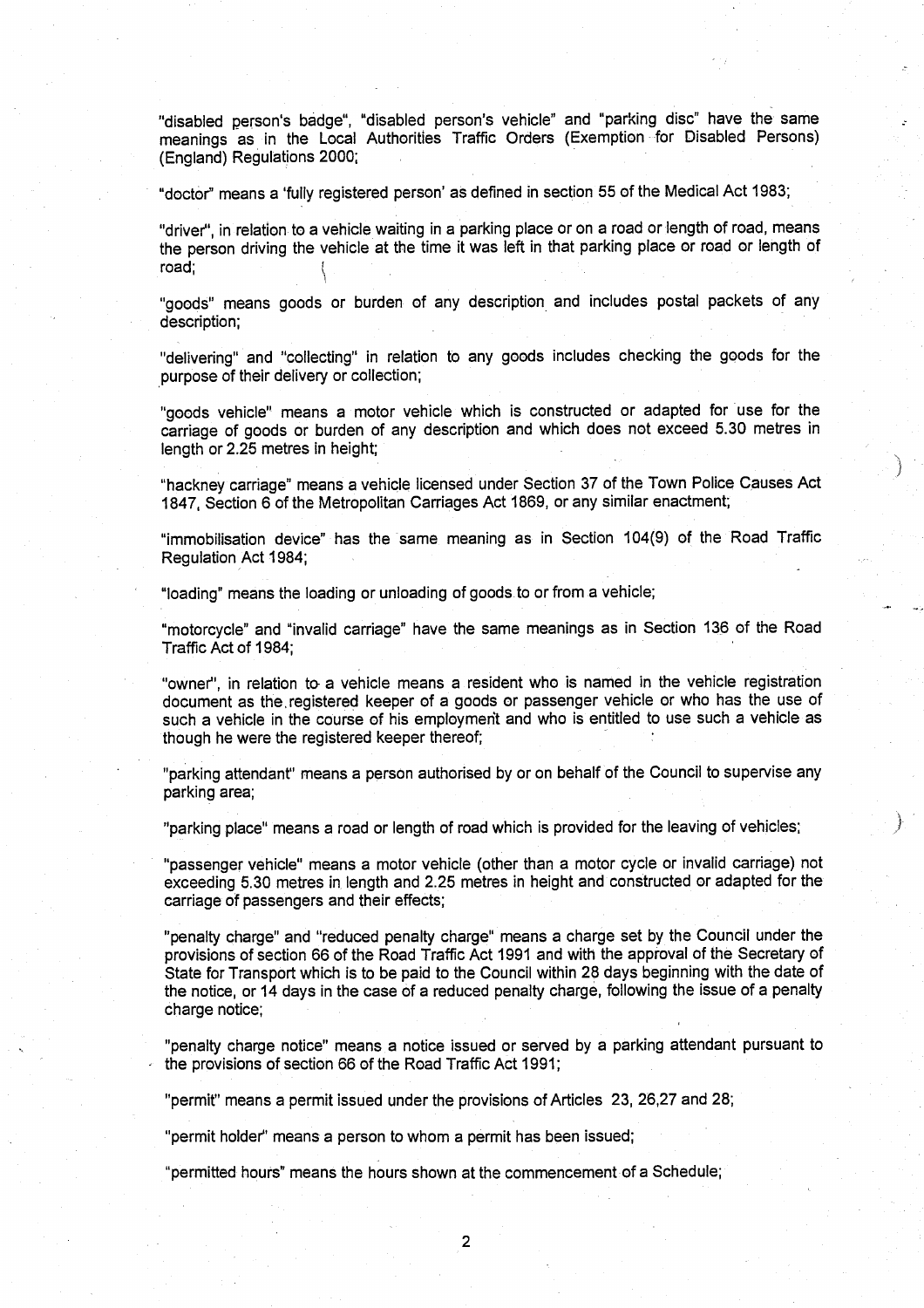"disabled person's badge", "disabled person's vehicle" and "parking disc" have the same meanings as in the Local Authorities Traffic Orders (Exemption for Disabled Persons) (England) Regulations 2000;

"doctor" means a 'fully registered person' as defined in section 55 of the Medical Act 1983;

"driver", in relation to a vehicle waiting in a parking place or on a road or length of road, means the person driving the vehicle at the time it was left in that parking place or road or length of road;

"goods" means goods or burden of any description and includes postal packets of any description;

"delivering" and "collecting" in relation to any goods includes checking the goods for the purpose of their delivery or collection;

"goods vehicle" means a motor vehicle which is constructed or adapted for use for the carriage of goods or burden of any description and which does not exceed 5.30 metres in length or 2.25 metres in height;

"hackney carriage" means a vehicle licensed under Section 37 of the Town Police Causes Act 1847, Section 6 of the Metropolitan Carriages Act 1869, or any similar enactment;

"immobilisation device" has the same meaning as in Section 104(9) of the Road Traffic Regulation Act 1984;

"loading" means the loading or unloading of goods to or from a vehicle;

"motorcycle" and "invalid carriage" have the same meanings as in Section 136 of the Road Traffic Act of 1984;

"owner", in relation to a vehicle means a resident who is named in the vehicle registration document as the registered keeper of a goods or passenger vehicle or who has the use of such a vehicle in the course of his employment and who is entitled to use such a vehicle as though he were the registered keeper thereof;

"parking attendant" means a person authorised by or on behalf of the Council to supervise any parking area;

"parking place" means a road or length of road which is provided for the leaving of vehicles;

"passenger vehicle" means a motor vehicle (other than a motor cycle or invalid carriage) not exceeding 5.30 metres in length and 2.25 metres in height and constructed or adapted for the carriage of passengers and their effects;

"penalty charge" and "reduced penalty charge" means a charge set by the Council under the provisions of section 66 of the Road Traffic Act 1991 and with the approval of the Secretary of State for Transport which is to be paid to the Council within 28 days beginning with the date of the notice, or 14 days in the case of a reduced penalty charge, following the issue of a penalty charge notice;

"penalty charge notice" means a notice issued or served by a parking attendant pursuant to the provisions of section 66 of the Road Traffic Act 1991;

"permit" means a permit issued under the provisions of Articles 23, 26,27 and 28;

"permit holder" means a person to whom a permit has been issued;

"permitted hours" means the hours shown at the commencement of a Schedule;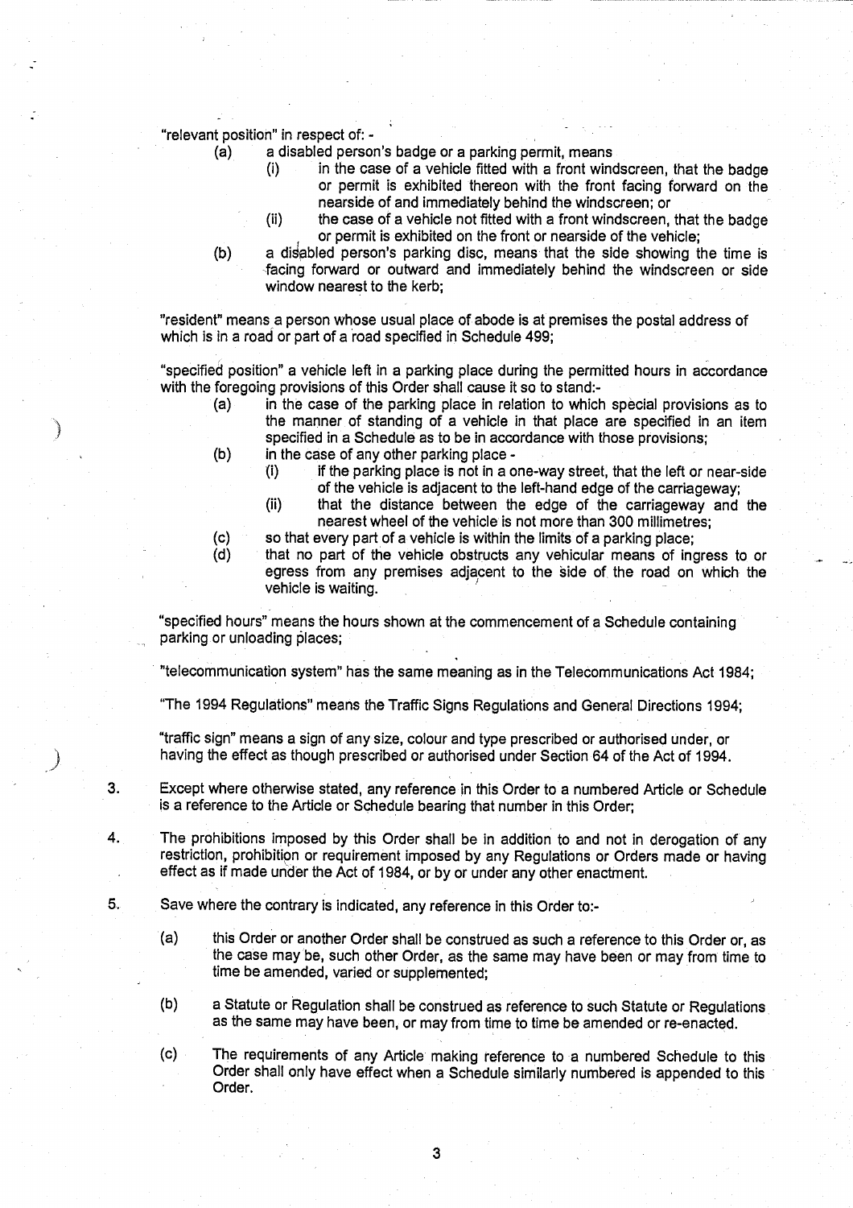"relevant position" in respect of: -

(a) a disabled person's badge or a parking permit, means
    (i) in the case of a vehicle fitted with a front windscreen, that the badge or permit is exhibited thereon with the front facing forward on the nearside of and immediately behind the windscreen; or
    (ii) the case of a vehicle not fitted with a front windscreen, that the badge or permit is exhibited on the front or nearside of the vehicle;
(b) a disabled person's parking disc, means that the side showing the time is facing forward or outward and immediately behind the windscreen or side window nearest to the kerb;

"resident" means a person whose usual place of abode is at premises the postal address of which is in a road or part of a road specified in Schedule 499;

"specified position" a vehicle left in a parking place during the permitted hours in accordance with the foregoing provisions of this Order shall cause it so to stand:-

(a) in the case of the parking place in relation to which special provisions as to the manner of standing of a vehicle in that place are specified in an item specified in a Schedule as to be in accordance with those provisions;
(b) in the case of any other parking place -
    (i) if the parking place is not in a one-way street, that the left or near-side of the vehicle is adjacent to the left-hand edge of the carriageway;
    (ii) that the distance between the edge of the carriageway and the nearest wheel of the vehicle is not more than 300 millimetres;
(c) so that every part of a vehicle is within the limits of a parking place;
(d) that no part of the vehicle obstructs any vehicular means of ingress to or egress from any premises adjacent to the side of the road on which the vehicle is waiting.

"specified hours" means the hours shown at the commencement of a Schedule containing parking or unloading places;

"telecommunication system" has the same meaning as in the Telecommunications Act 1984;

"The 1994 Regulations" means the Traffic Signs Regulations and General Directions 1994;

"traffic sign" means a sign of any size, colour and type prescribed or authorised under, or having the effect as though prescribed or authorised under Section 64 of the Act of 1994.

3. Except where otherwise stated, any reference in this Order to a numbered Article or Schedule is a reference to the Article or Schedule bearing that number in this Order;

4. The prohibitions imposed by this Order shall be in addition to and not in derogation of any restriction, prohibition or requirement imposed by any Regulations or Orders made or having effect as if made under the Act of 1984, or by or under any other enactment.

5. Save where the contrary is indicated, any reference in this Order to:-

   (a) this Order or another Order shall be construed as such a reference to this Order or, as the case may be, such other Order, as the same may have been or may from time to time be amended, varied or supplemented;

   (b) a Statute or Regulation shall be construed as reference to such Statute or Regulations as the same may have been, or may from time to time be amended or re-enacted.

   (c) The requirements of any Article making reference to a numbered Schedule to this Order shall only have effect when a Schedule similarly numbered is appended to this Order.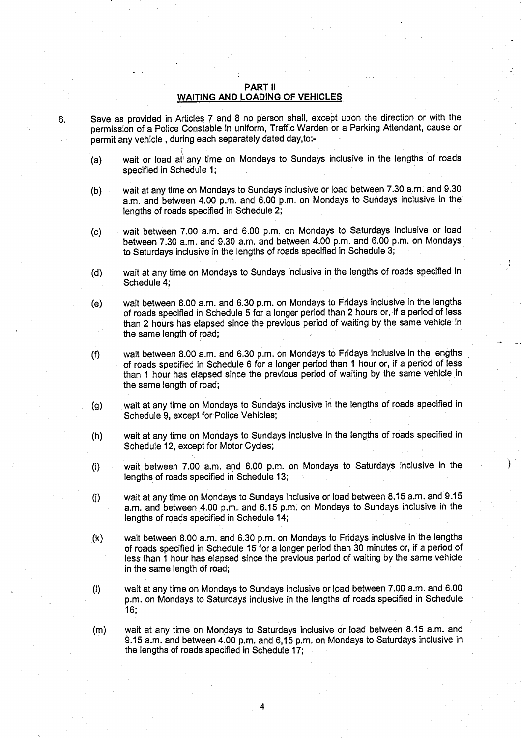## PART II
## WAITING AND LOADING OF VEHICLES

6. Save as provided in Articles 7 and 8 no person shall, except upon the direction or with the permission of a Police Constable in uniform, Traffic Warden or a Parking Attendant, cause or permit any vehicle , during each separately dated day,to:-

   (a) wait or load at any time on Mondays to Sundays inclusive in the lengths of roads specified in Schedule 1;

   (b) wait at any time on Mondays to Sundays inclusive or load between 7.30 a.m. and 9.30 a.m. and between 4.00 p.m. and 6.00 p.m. on Mondays to Sundays inclusive in the lengths of roads specified in Schedule 2;

   (c) wait between 7.00 a.m. and 6.00 p.m. on Mondays to Saturdays inclusive or load between 7.30 a.m. and 9.30 a.m. and between 4.00 p.m. and 6.00 p.m. on Mondays to Saturdays inclusive in the lengths of roads specified in Schedule 3;

   (d) wait at any time on Mondays to Sundays inclusive in the lengths of roads specified in Schedule 4;

   (e) wait between 8.00 a.m. and 6.30 p.m. on Mondays to Fridays inclusive in the lengths of roads specified in Schedule 5 for a longer period than 2 hours or, if a period of less than 2 hours has elapsed since the previous period of waiting by the same vehicle in the same length of road;

   (f) wait between 8.00 a.m. and 6.30 p.m. on Mondays to Fridays inclusive in the lengths of roads specified in Schedule 6 for a longer period than 1 hour or, if a period of less than 1 hour has elapsed since the previous period of waiting by the same vehicle in the same length of road;

   (g) wait at any time on Mondays to Sundays inclusive in the lengths of roads specified in Schedule 9, except for Police Vehicles;

   (h) wait at any time on Mondays to Sundays inclusive in the lengths of roads specified in Schedule 12, except for Motor Cycles;

   (i) wait between 7.00 a.m. and 6.00 p.m. on Mondays to Saturdays inclusive in the lengths of roads specified in Schedule 13;

   (j) wait at any time on Mondays to Sundays inclusive or load between 8.15 a.m. and 9.15 a.m. and between 4.00 p.m. and 6.15 p.m. on Mondays to Sundays inclusive in the lengths of roads specified in Schedule 14;

   (k) wait between 8.00 a.m. and 6.30 p.m. on Mondays to Fridays inclusive in the lengths of roads specified in Schedule 15 for a longer period than 30 minutes or, if a period of less than 1 hour has elapsed since the previous period of waiting by the same vehicle in the same length of road;

   (l) wait at any time on Mondays to Sundays inclusive or load between 7.00 a.m. and 6.00 p.m. on Mondays to Saturdays inclusive in the lengths of roads specified in Schedule 16;

   (m) wait at any time on Mondays to Saturdays inclusive or load between 8.15 a.m. and 9.15 a.m. and between 4.00 p.m. and 6,15 p.m. on Mondays to Saturdays inclusive in the lengths of roads specified in Schedule 17;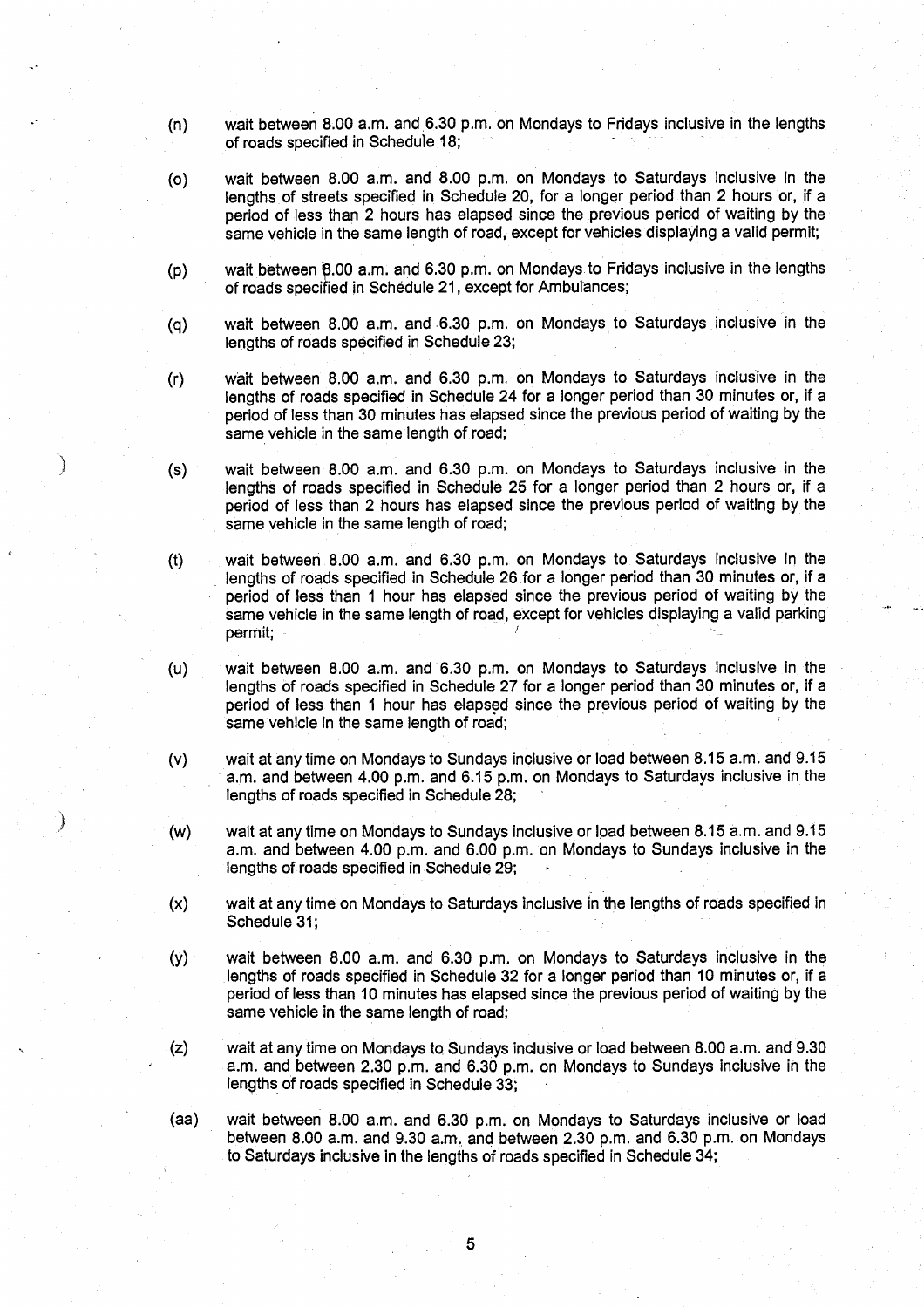(n) wait between 8.00 a.m. and 6.30 p.m. on Mondays to Fridays inclusive in the lengths of roads specified in Schedule 18;

(o) wait between 8.00 a.m. and 8.00 p.m. on Mondays to Saturdays inclusive in the lengths of streets specified in Schedule 20, for a longer period than 2 hours or, if a period of less than 2 hours has elapsed since the previous period of waiting by the same vehicle in the same length of road, except for vehicles displaying a valid permit;

(p) wait between 8.00 a.m. and 6.30 p.m. on Mondays to Fridays inclusive in the lengths of roads specified in Schedule 21, except for Ambulances;

(q) wait between 8.00 a.m. and 6.30 p.m. on Mondays to Saturdays inclusive in the lengths of roads specified in Schedule 23;

(r) wait between 8.00 a.m. and 6.30 p.m. on Mondays to Saturdays inclusive in the lengths of roads specified in Schedule 24 for a longer period than 30 minutes or, if a period of less than 30 minutes has elapsed since the previous period of waiting by the same vehicle in the same length of road;

(s) wait between 8.00 a.m. and 6.30 p.m. on Mondays to Saturdays inclusive in the lengths of roads specified in Schedule 25 for a longer period than 2 hours or, if a period of less than 2 hours has elapsed since the previous period of waiting by the same vehicle in the same length of road;

(t) wait between 8.00 a.m. and 6.30 p.m. on Mondays to Saturdays inclusive in the lengths of roads specified in Schedule 26 for a longer period than 30 minutes or, if a period of less than 1 hour has elapsed since the previous period of waiting by the same vehicle in the same length of road, except for vehicles displaying a valid parking permit;

(u) wait between 8.00 a.m. and 6.30 p.m. on Mondays to Saturdays inclusive in the lengths of roads specified in Schedule 27 for a longer period than 30 minutes or, if a period of less than 1 hour has elapsed since the previous period of waiting by the same vehicle in the same length of road;

(v) wait at any time on Mondays to Sundays inclusive or load between 8.15 a.m. and 9.15 a.m. and between 4.00 p.m. and 6.15 p.m. on Mondays to Saturdays inclusive in the lengths of roads specified in Schedule 28;

(w) wait at any time on Mondays to Sundays inclusive or load between 8.15 a.m. and 9.15 a.m. and between 4.00 p.m. and 6.00 p.m. on Mondays to Sundays inclusive in the lengths of roads specified in Schedule 29;

(x) wait at any time on Mondays to Saturdays inclusive in the lengths of roads specified in Schedule 31;

(y) wait between 8.00 a.m. and 6.30 p.m. on Mondays to Saturdays inclusive in the lengths of roads specified in Schedule 32 for a longer period than 10 minutes or, if a period of less than 10 minutes has elapsed since the previous period of waiting by the same vehicle in the same length of road;

(z) wait at any time on Mondays to Sundays inclusive or load between 8.00 a.m. and 9.30 a.m. and between 2.30 p.m. and 6.30 p.m. on Mondays to Sundays inclusive in the lengths of roads specified in Schedule 33;

(aa) wait between 8.00 a.m. and 6.30 p.m. on Mondays to Saturdays inclusive or load between 8.00 a.m. and 9.30 a.m. and between 2.30 p.m. and 6.30 p.m. on Mondays to Saturdays inclusive in the lengths of roads specified in Schedule 34;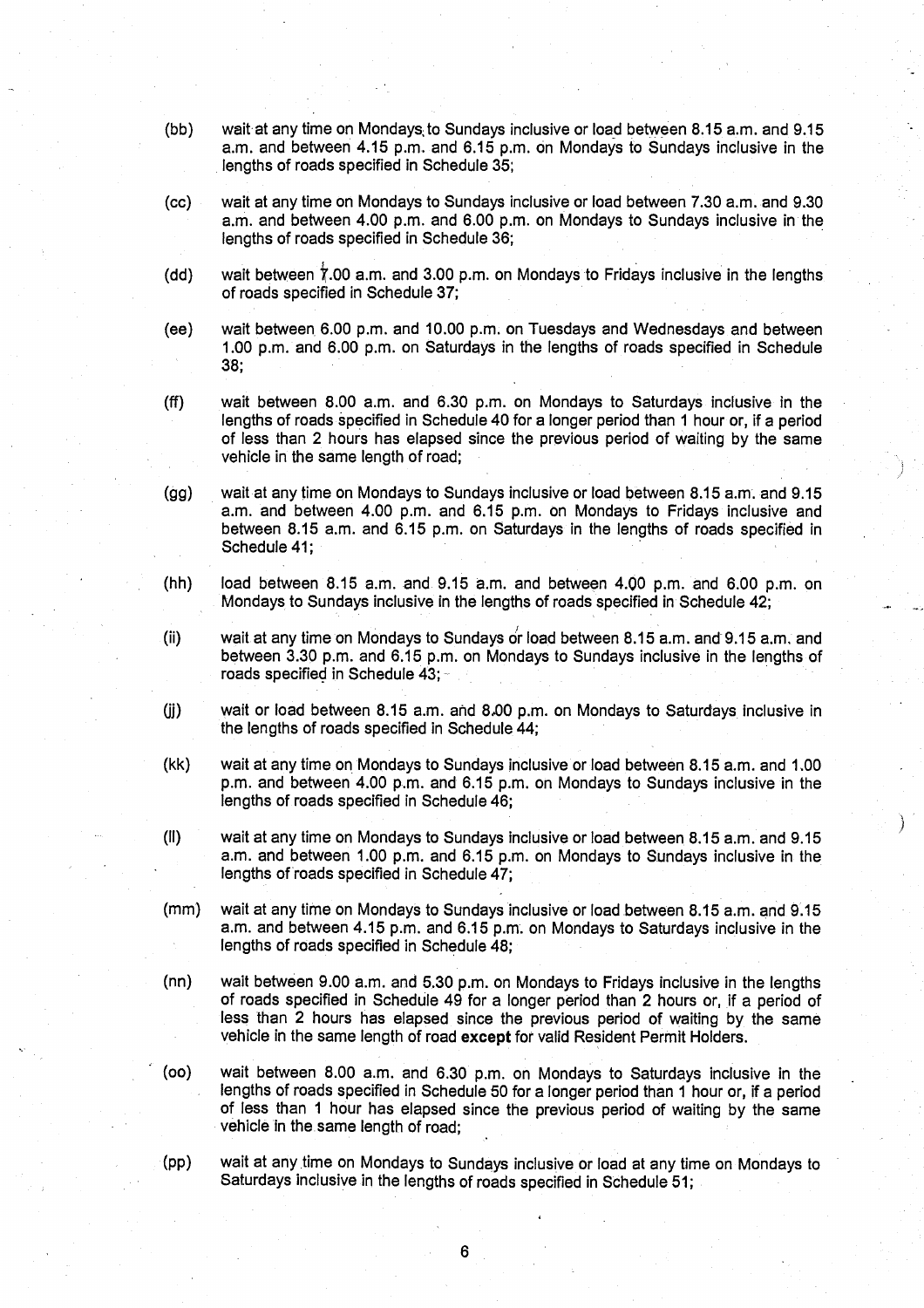(bb) wait at any time on Mondays to Sundays inclusive or load between 8.15 a.m. and 9.15 a.m. and between 4.15 p.m. and 6.15 p.m. on Mondays to Sundays inclusive in the lengths of roads specified in Schedule 35;

(cc) wait at any time on Mondays to Sundays inclusive or load between 7.30 a.m. and 9.30 a.m. and between 4.00 p.m. and 6.00 p.m. on Mondays to Sundays inclusive in the lengths of roads specified in Schedule 36;

(dd) wait between 7.00 a.m. and 3.00 p.m. on Mondays to Fridays inclusive in the lengths of roads specified in Schedule 37;

(ee) wait between 6.00 p.m. and 10.00 p.m. on Tuesdays and Wednesdays and between 1.00 p.m. and 6.00 p.m. on Saturdays in the lengths of roads specified in Schedule 38;

(ff) wait between 8.00 a.m. and 6.30 p.m. on Mondays to Saturdays inclusive in the lengths of roads specified in Schedule 40 for a longer period than 1 hour or, if a period of less than 2 hours has elapsed since the previous period of waiting by the same vehicle in the same length of road;

(gg) wait at any time on Mondays to Sundays inclusive or load between 8.15 a.m. and 9.15 a.m. and between 4.00 p.m. and 6.15 p.m. on Mondays to Fridays inclusive and between 8.15 a.m. and 6.15 p.m. on Saturdays in the lengths of roads specified in Schedule 41;

(hh) load between 8.15 a.m. and 9.15 a.m. and between 4.00 p.m. and 6.00 p.m. on Mondays to Sundays inclusive in the lengths of roads specified in Schedule 42;

(ii) wait at any time on Mondays to Sundays or load between 8.15 a.m. and 9.15 a.m. and between 3.30 p.m. and 6.15 p.m. on Mondays to Sundays inclusive in the lengths of roads specified in Schedule 43;

(jj) wait or load between 8.15 a.m. and 8.00 p.m. on Mondays to Saturdays inclusive in the lengths of roads specified in Schedule 44;

(kk) wait at any time on Mondays to Sundays inclusive or load between 8.15 a.m. and 1.00 p.m. and between 4.00 p.m. and 6.15 p.m. on Mondays to Sundays inclusive in the lengths of roads specified in Schedule 46;

(ll) wait at any time on Mondays to Sundays inclusive or load between 8.15 a.m. and 9.15 a.m. and between 1.00 p.m. and 6.15 p.m. on Mondays to Sundays inclusive in the lengths of roads specified in Schedule 47;

(mm) wait at any time on Mondays to Sundays inclusive or load between 8.15 a.m. and 9.15 a.m. and between 4.15 p.m. and 6.15 p.m. on Mondays to Saturdays inclusive in the lengths of roads specified in Schedule 48;

(nn) wait between 9.00 a.m. and 5.30 p.m. on Mondays to Fridays inclusive in the lengths of roads specified in Schedule 49 for a longer period than 2 hours or, if a period of less than 2 hours has elapsed since the previous period of waiting by the same vehicle in the same length of road **except** for valid Resident Permit Holders.

(oo) wait between 8.00 a.m. and 6.30 p.m. on Mondays to Saturdays inclusive in the lengths of roads specified in Schedule 50 for a longer period than 1 hour or, if a period of less than 1 hour has elapsed since the previous period of waiting by the same vehicle in the same length of road;

(pp) wait at any time on Mondays to Sundays inclusive or load at any time on Mondays to Saturdays inclusive in the lengths of roads specified in Schedule 51;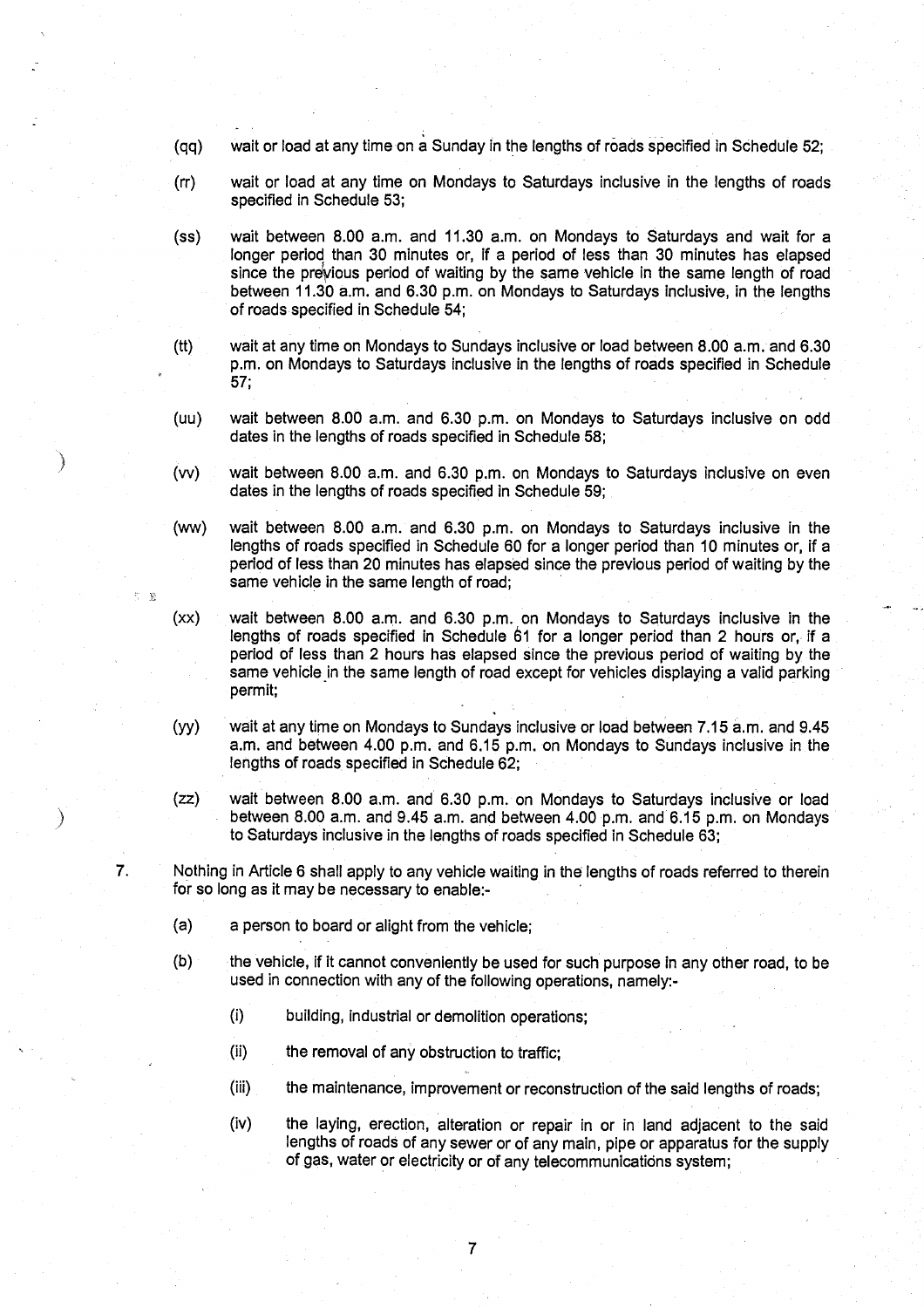(qq) wait or load at any time on a Sunday in the lengths of roads specified in Schedule 52;

(rr) wait or load at any time on Mondays to Saturdays inclusive in the lengths of roads specified in Schedule 53;

(ss) wait between 8.00 a.m. and 11.30 a.m. on Mondays to Saturdays and wait for a longer period than 30 minutes or, if a period of less than 30 minutes has elapsed since the previous period of waiting by the same vehicle in the same length of road between 11.30 a.m. and 6.30 p.m. on Mondays to Saturdays inclusive, in the lengths of roads specified in Schedule 54;

(tt) wait at any time on Mondays to Sundays inclusive or load between 8.00 a.m. and 6.30 p.m. on Mondays to Saturdays inclusive in the lengths of roads specified in Schedule 57;

(uu) wait between 8.00 a.m. and 6.30 p.m. on Mondays to Saturdays inclusive on odd dates in the lengths of roads specified in Schedule 58;

(vv) wait between 8.00 a.m. and 6.30 p.m. on Mondays to Saturdays inclusive on even dates in the lengths of roads specified in Schedule 59;

(ww) wait between 8.00 a.m. and 6.30 p.m. on Mondays to Saturdays inclusive in the lengths of roads specified in Schedule 60 for a longer period than 10 minutes or, if a period of less than 20 minutes has elapsed since the previous period of waiting by the same vehicle in the same length of road;

(xx) wait between 8.00 a.m. and 6.30 p.m. on Mondays to Saturdays inclusive in the lengths of roads specified in Schedule 61 for a longer period than 2 hours or, if a period of less than 2 hours has elapsed since the previous period of waiting by the same vehicle in the same length of road except for vehicles displaying a valid parking permit;

(yy) wait at any time on Mondays to Sundays inclusive or load between 7.15 a.m. and 9.45 a.m. and between 4.00 p.m. and 6.15 p.m. on Mondays to Sundays inclusive in the lengths of roads specified in Schedule 62;

(zz) wait between 8.00 a.m. and 6.30 p.m. on Mondays to Saturdays inclusive or load between 8.00 a.m. and 9.45 a.m. and between 4.00 p.m. and 6.15 p.m. on Mondays to Saturdays inclusive in the lengths of roads specified in Schedule 63;

7. Nothing in Article 6 shall apply to any vehicle waiting in the lengths of roads referred to therein for so long as it may be necessary to enable:-

   (a) a person to board or alight from the vehicle;

   (b) the vehicle, if it cannot conveniently be used for such purpose in any other road, to be used in connection with any of the following operations, namely:-

      (i) building, industrial or demolition operations;

      (ii) the removal of any obstruction to traffic;

      (iii) the maintenance, improvement or reconstruction of the said lengths of roads;

      (iv) the laying, erection, alteration or repair in or in land adjacent to the said lengths of roads of any sewer or of any main, pipe or apparatus for the supply of gas, water or electricity or of any telecommunications system;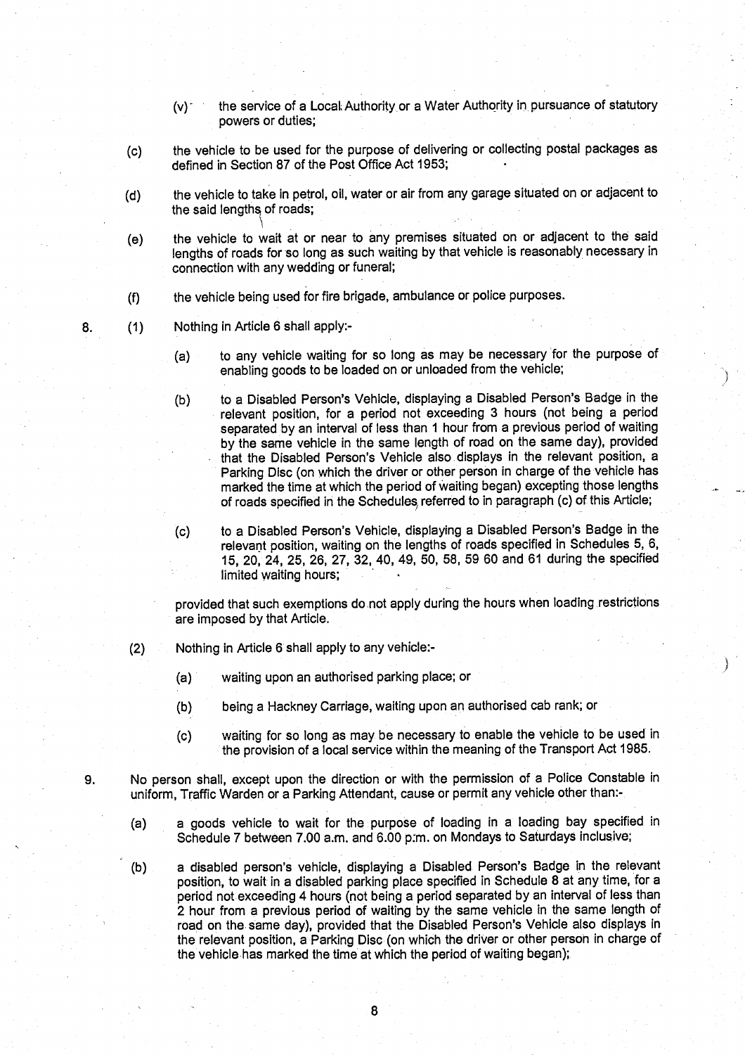(v) the service of a Local Authority or a Water Authority in pursuance of statutory powers or duties;

(c) the vehicle to be used for the purpose of delivering or collecting postal packages as defined in Section 87 of the Post Office Act 1953;

(d) the vehicle to take in petrol, oil, water or air from any garage situated on or adjacent to the said lengths of roads;

(e) the vehicle to wait at or near to any premises situated on or adjacent to the said lengths of roads for so long as such waiting by that vehicle is reasonably necessary in connection with any wedding or funeral;

(f) the vehicle being used for fire brigade, ambulance or police purposes.

8. (1) Nothing in Article 6 shall apply:-

(a) to any vehicle waiting for so long as may be necessary for the purpose of enabling goods to be loaded on or unloaded from the vehicle;

(b) to a Disabled Person's Vehicle, displaying a Disabled Person's Badge in the relevant position, for a period not exceeding 3 hours (not being a period separated by an interval of less than 1 hour from a previous period of waiting by the same vehicle in the same length of road on the same day), provided that the Disabled Person's Vehicle also displays in the relevant position, a Parking Disc (on which the driver or other person in charge of the vehicle has marked the time at which the period of waiting began) excepting those lengths of roads specified in the Schedules referred to in paragraph (c) of this Article;

(c) to a Disabled Person's Vehicle, displaying a Disabled Person's Badge in the relevant position, waiting on the lengths of roads specified in Schedules 5, 6, 15, 20, 24, 25, 26, 27, 32, 40, 49, 50, 58, 59 60 and 61 during the specified limited waiting hours;

provided that such exemptions do not apply during the hours when loading restrictions are imposed by that Article.

(2) Nothing in Article 6 shall apply to any vehicle:-

(a) waiting upon an authorised parking place; or

(b) being a Hackney Carriage, waiting upon an authorised cab rank; or

(c) waiting for so long as may be necessary to enable the vehicle to be used in the provision of a local service within the meaning of the Transport Act 1985.

9. No person shall, except upon the direction or with the permission of a Police Constable in uniform, Traffic Warden or a Parking Attendant, cause or permit any vehicle other than:-

(a) a goods vehicle to wait for the purpose of loading in a loading bay specified in Schedule 7 between 7.00 a.m. and 6.00 p.m. on Mondays to Saturdays inclusive;

(b) a disabled person's vehicle, displaying a Disabled Person's Badge in the relevant position, to wait in a disabled parking place specified in Schedule 8 at any time, for a period not exceeding 4 hours (not being a period separated by an interval of less than 2 hour from a previous period of waiting by the same vehicle in the same length of road on the same day), provided that the Disabled Person's Vehicle also displays in the relevant position, a Parking Disc (on which the driver or other person in charge of the vehicle has marked the time at which the period of waiting began);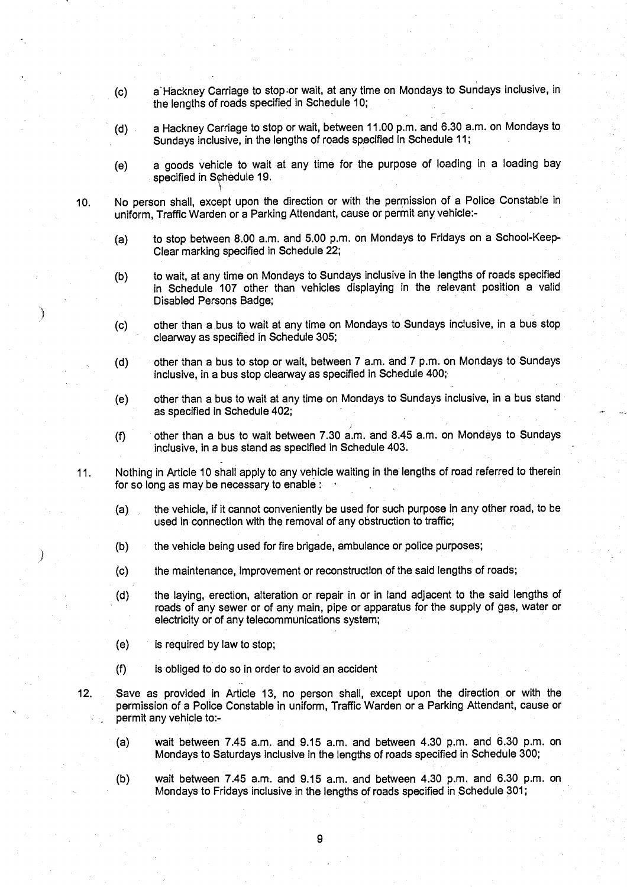(c) a Hackney Carriage to stop or wait, at any time on Mondays to Sundays inclusive, in the lengths of roads specified in Schedule 10;

(d) a Hackney Carriage to stop or wait, between 11.00 p.m. and 6.30 a.m. on Mondays to Sundays inclusive, in the lengths of roads specified in Schedule 11;

(e) a goods vehicle to wait at any time for the purpose of loading in a loading bay specified in Schedule 19.

10. No person shall, except upon the direction or with the permission of a Police Constable in uniform, Traffic Warden or a Parking Attendant, cause or permit any vehicle:-

(a) to stop between 8.00 a.m. and 5.00 p.m. on Mondays to Fridays on a School-Keep-Clear marking specified in Schedule 22;

(b) to wait, at any time on Mondays to Sundays inclusive in the lengths of roads specified in Schedule 107 other than vehicles displaying in the relevant position a valid Disabled Persons Badge;

(c) other than a bus to wait at any time on Mondays to Sundays inclusive, in a bus stop clearway as specified in Schedule 305;

(d) other than a bus to stop or wait, between 7 a.m. and 7 p.m. on Mondays to Sundays inclusive, in a bus stop clearway as specified in Schedule 400;

(e) other than a bus to wait at any time on Mondays to Sundays inclusive, in a bus stand as specified in Schedule 402;

(f) other than a bus to wait between 7.30 a.m. and 8.45 a.m. on Mondays to Sundays inclusive, in a bus stand as specified in Schedule 403.

11. Nothing in Article 10 shall apply to any vehicle waiting in the lengths of road referred to therein for so long as may be necessary to enable :

(a) the vehicle, if it cannot conveniently be used for such purpose in any other road, to be used in connection with the removal of any obstruction to traffic;

(b) the vehicle being used for fire brigade, ambulance or police purposes;

(c) the maintenance, improvement or reconstruction of the said lengths of roads;

(d) the laying, erection, alteration or repair in or in land adjacent to the said lengths of roads of any sewer or of any main, pipe or apparatus for the supply of gas, water or electricity or of any telecommunications system;

(e) is required by law to stop;

(f) is obliged to do so in order to avoid an accident

12. Save as provided in Article 13, no person shall, except upon the direction or with the permission of a Police Constable in uniform, Traffic Warden or a Parking Attendant, cause or permit any vehicle to:-

(a) wait between 7.45 a.m. and 9.15 a.m. and between 4.30 p.m. and 6.30 p.m. on Mondays to Saturdays inclusive in the lengths of roads specified in Schedule 300;

(b) wait between 7.45 a.m. and 9.15 a.m. and between 4.30 p.m. and 6.30 p.m. on Mondays to Fridays inclusive in the lengths of roads specified in Schedule 301;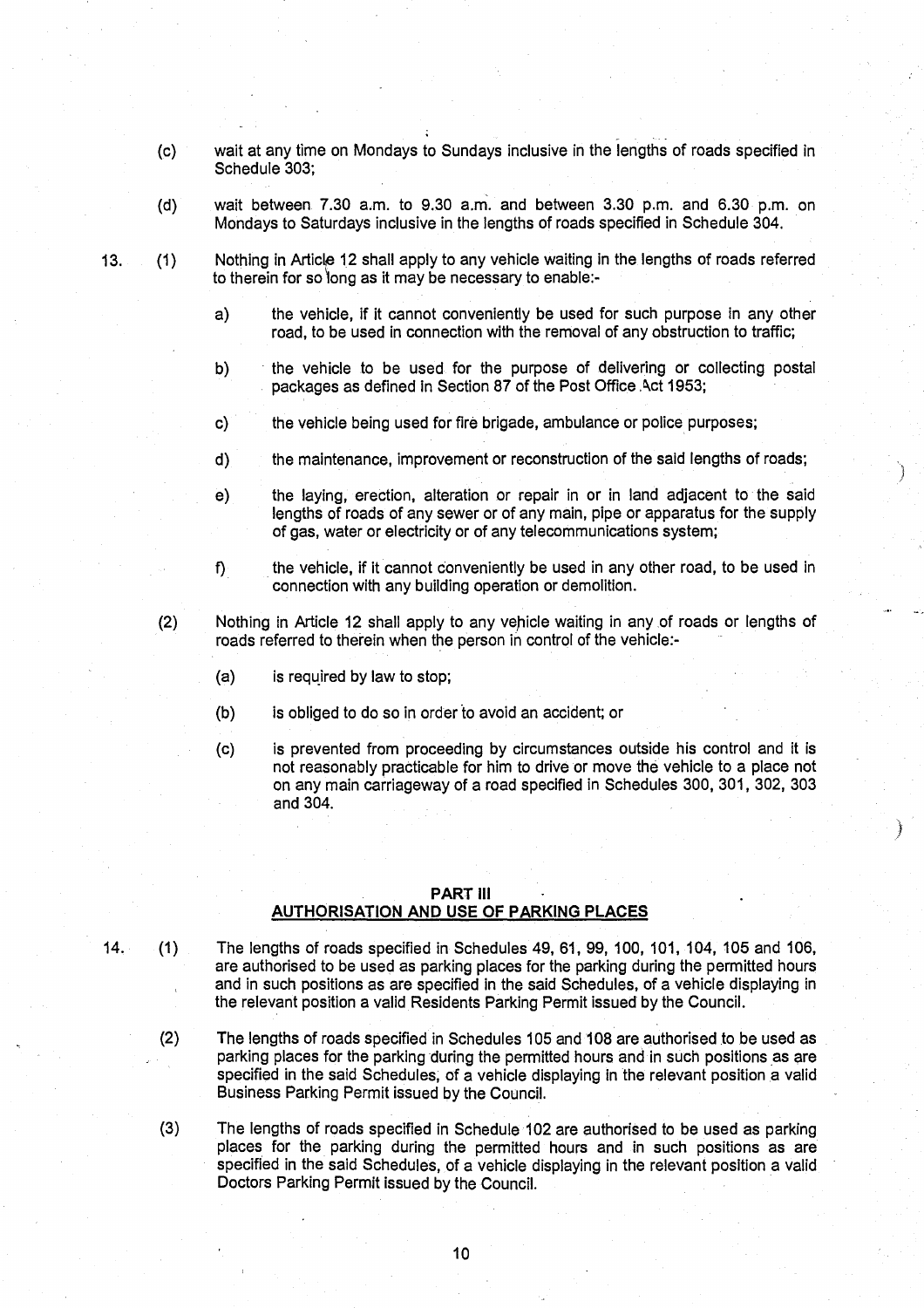(c) wait at any time on Mondays to Sundays inclusive in the lengths of roads specified in Schedule 303;

(d) wait between 7.30 a.m. to 9.30 a.m. and between 3.30 p.m. and 6.30 p.m. on Mondays to Saturdays inclusive in the lengths of roads specified in Schedule 304.

13. (1) Nothing in Article 12 shall apply to any vehicle waiting in the lengths of roads referred to therein for so long as it may be necessary to enable:-

a) the vehicle, if it cannot conveniently be used for such purpose in any other road, to be used in connection with the removal of any obstruction to traffic;

b) the vehicle to be used for the purpose of delivering or collecting postal packages as defined in Section 87 of the Post Office Act 1953;

c) the vehicle being used for fire brigade, ambulance or police purposes;

d) the maintenance, improvement or reconstruction of the said lengths of roads;

e) the laying, erection, alteration or repair in or in land adjacent to the said lengths of roads of any sewer or of any main, pipe or apparatus for the supply of gas, water or electricity or of any telecommunications system;

f) the vehicle, if it cannot conveniently be used in any other road, to be used in connection with any building operation or demolition.

(2) Nothing in Article 12 shall apply to any vehicle waiting in any of roads or lengths of roads referred to therein when the person in control of the vehicle:-

(a) is required by law to stop;

(b) is obliged to do so in order to avoid an accident; or

(c) is prevented from proceeding by circumstances outside his control and it is not reasonably practicable for him to drive or move the vehicle to a place not on any main carriageway of a road specified in Schedules 300, 301, 302, 303 and 304.

## PART III
## AUTHORISATION AND USE OF PARKING PLACES

14. (1) The lengths of roads specified in Schedules 49, 61, 99, 100, 101, 104, 105 and 106, are authorised to be used as parking places for the parking during the permitted hours and in such positions as are specified in the said Schedules, of a vehicle displaying in the relevant position a valid Residents Parking Permit issued by the Council.

(2) The lengths of roads specified in Schedules 105 and 108 are authorised to be used as parking places for the parking during the permitted hours and in such positions as are specified in the said Schedules, of a vehicle displaying in the relevant position a valid Business Parking Permit issued by the Council.

(3) The lengths of roads specified in Schedule 102 are authorised to be used as parking places for the parking during the permitted hours and in such positions as are specified in the said Schedules, of a vehicle displaying in the relevant position a valid Doctors Parking Permit issued by the Council.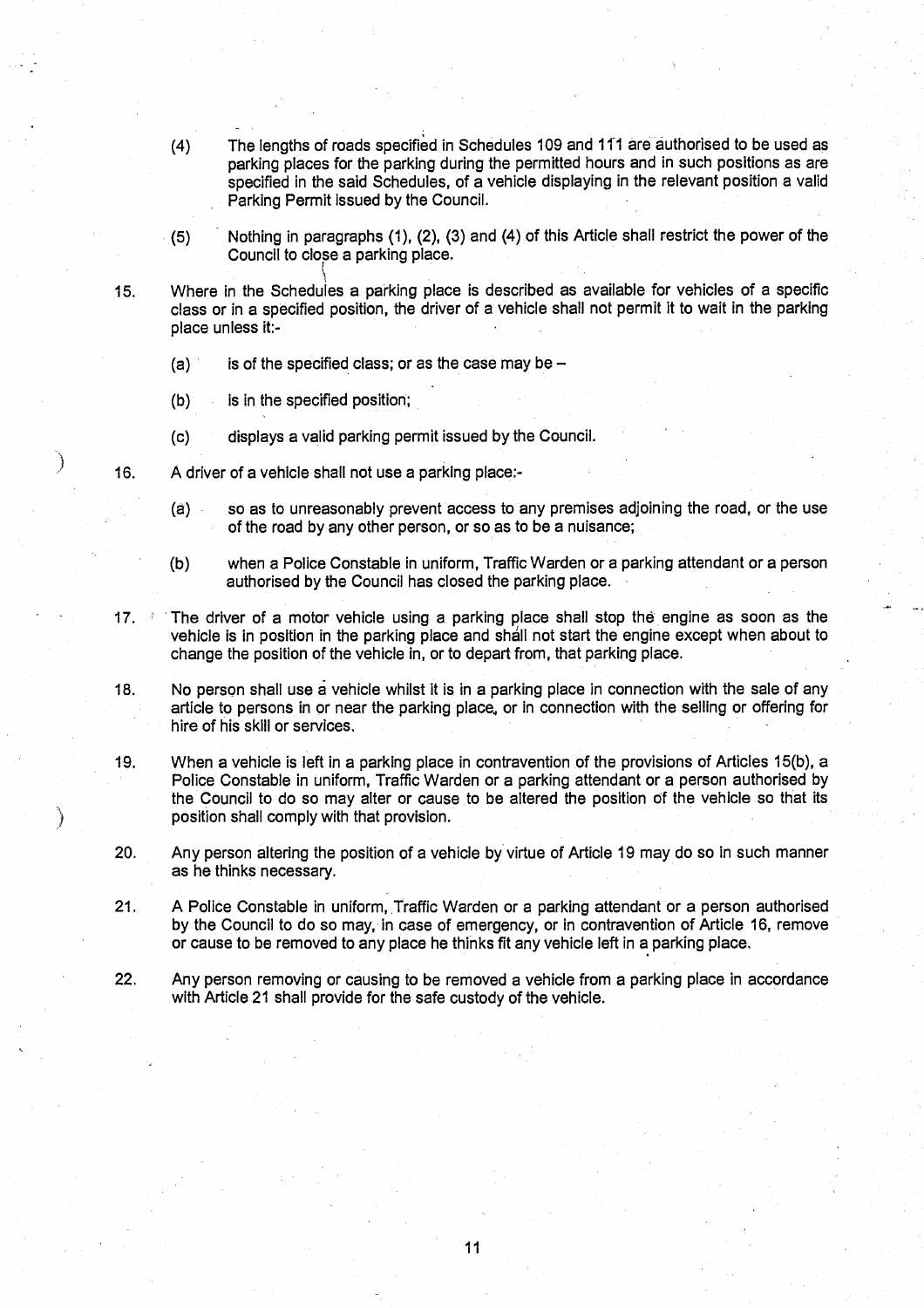(4) The lengths of roads specified in Schedules 109 and 111 are authorised to be used as parking places for the parking during the permitted hours and in such positions as are specified in the said Schedules, of a vehicle displaying in the relevant position a valid Parking Permit issued by the Council.

(5) Nothing in paragraphs (1), (2), (3) and (4) of this Article shall restrict the power of the Council to close a parking place.

15. Where in the Schedules a parking place is described as available for vehicles of a specific class or in a specified position, the driver of a vehicle shall not permit it to wait in the parking place unless it:-

   (a) is of the specified class; or as the case may be –

   (b) is in the specified position;

   (c) displays a valid parking permit issued by the Council.

16. A driver of a vehicle shall not use a parking place:-

   (a) so as to unreasonably prevent access to any premises adjoining the road, or the use of the road by any other person, or so as to be a nuisance;

   (b) when a Police Constable in uniform, Traffic Warden or a parking attendant or a person authorised by the Council has closed the parking place.

17. The driver of a motor vehicle using a parking place shall stop the engine as soon as the vehicle is in position in the parking place and shall not start the engine except when about to change the position of the vehicle in, or to depart from, that parking place.

18. No person shall use a vehicle whilst it is in a parking place in connection with the sale of any article to persons in or near the parking place, or in connection with the selling or offering for hire of his skill or services.

19. When a vehicle is left in a parking place in contravention of the provisions of Articles 15(b), a Police Constable in uniform, Traffic Warden or a parking attendant or a person authorised by the Council to do so may alter or cause to be altered the position of the vehicle so that its position shall comply with that provision.

20. Any person altering the position of a vehicle by virtue of Article 19 may do so in such manner as he thinks necessary.

21. A Police Constable in uniform, Traffic Warden or a parking attendant or a person authorised by the Council to do so may, in case of emergency, or in contravention of Article 16, remove or cause to be removed to any place he thinks fit any vehicle left in a parking place.

22. Any person removing or causing to be removed a vehicle from a parking place in accordance with Article 21 shall provide for the safe custody of the vehicle.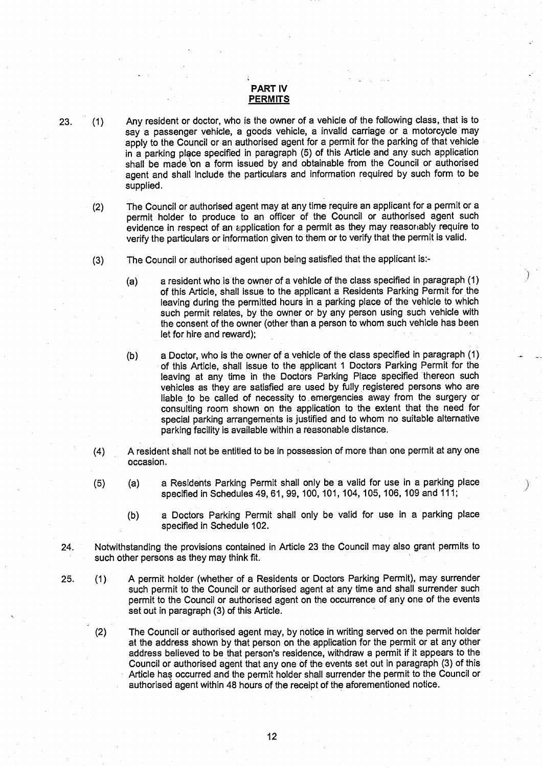## PART IV
## PERMITS

23. (1) Any resident or doctor, who is the owner of a vehicle of the following class, that is to say a passenger vehicle, a goods vehicle, a invalid carriage or a motorcycle may apply to the Council or an authorised agent for a permit for the parking of that vehicle in a parking place specified in paragraph (5) of this Article and any such application shall be made on a form issued by and obtainable from the Council or authorised agent and shall include the particulars and information required by such form to be supplied.

(2) The Council or authorised agent may at any time require an applicant for a permit or a permit holder to produce to an officer of the Council or authorised agent such evidence in respect of an application for a permit as they may reasonably require to verify the particulars or information given to them or to verify that the permit is valid.

(3) The Council or authorised agent upon being satisfied that the applicant is:-

(a) a resident who is the owner of a vehicle of the class specified in paragraph (1) of this Article, shall issue to the applicant a Residents Parking Permit for the leaving during the permitted hours in a parking place of the vehicle to which such permit relates, by the owner or by any person using such vehicle with the consent of the owner (other than a person to whom such vehicle has been let for hire and reward);

(b) a Doctor, who is the owner of a vehicle of the class specified in paragraph (1) of this Article, shall issue to the applicant 1 Doctors Parking Permit for the leaving at any time in the Doctors Parking Place specified thereon such vehicles as they are satisfied are used by fully registered persons who are liable to be called of necessity to emergencies away from the surgery or consulting room shown on the application to the extent that the need for special parking arrangements is justified and to whom no suitable alternative parking facility is available within a reasonable distance.

(4) A resident shall not be entitled to be in possession of more than one permit at any one occasion.

(5) (a) a Residents Parking Permit shall only be a valid for use in a parking place specified in Schedules 49, 61, 99, 100, 101, 104, 105, 106, 109 and 111;

(b) a Doctors Parking Permit shall only be valid for use in a parking place specified in Schedule 102.

24. Notwithstanding the provisions contained in Article 23 the Council may also grant permits to such other persons as they may think fit.

25. (1) A permit holder (whether of a Residents or Doctors Parking Permit), may surrender such permit to the Council or authorised agent at any time and shall surrender such permit to the Council or authorised agent on the occurrence of any one of the events set out in paragraph (3) of this Article.

(2) The Council or authorised agent may, by notice in writing served on the permit holder at the address shown by that person on the application for the permit or at any other address believed to be that person's residence, withdraw a permit if it appears to the Council or authorised agent that any one of the events set out in paragraph (3) of this Article has occurred and the permit holder shall surrender the permit to the Council or authorised agent within 48 hours of the receipt of the aforementioned notice.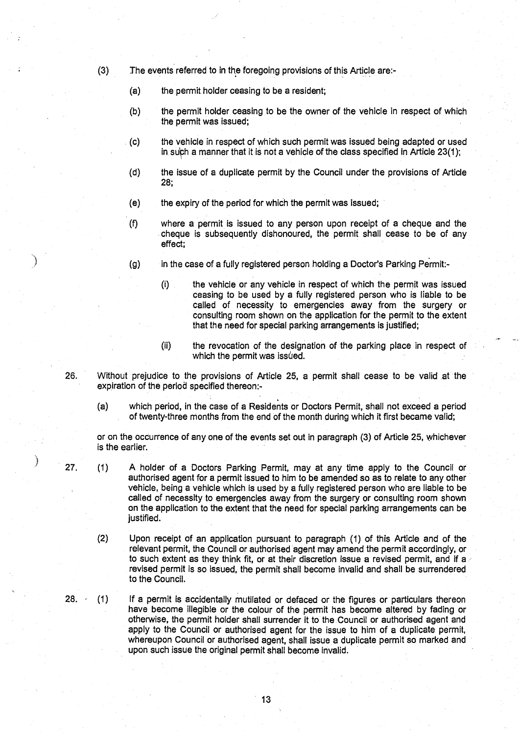(3) The events referred to in the foregoing provisions of this Article are:-

(a) the permit holder ceasing to be a resident;

(b) the permit holder ceasing to be the owner of the vehicle in respect of which the permit was issued;

(c) the vehicle in respect of which such permit was issued being adapted or used in such a manner that it is not a vehicle of the class specified in Article 23(1);

(d) the issue of a duplicate permit by the Council under the provisions of Article 28;

(e) the expiry of the period for which the permit was issued;

(f) where a permit is issued to any person upon receipt of a cheque and the cheque is subsequently dishonoured, the permit shall cease to be of any effect;

(g) in the case of a fully registered person holding a Doctor's Parking Permit:-

(i) the vehicle or any vehicle in respect of which the permit was issued ceasing to be used by a fully registered person who is liable to be called of necessity to emergencies away from the surgery or consulting room shown on the application for the permit to the extent that the need for special parking arrangements is justified;

(ii) the revocation of the designation of the parking place in respect of which the permit was issued.

26. Without prejudice to the provisions of Article 25, a permit shall cease to be valid at the expiration of the period specified thereon:-

(a) which period, in the case of a Residents or Doctors Permit, shall not exceed a period of twenty-three months from the end of the month during which it first became valid;

or on the occurrence of any one of the events set out in paragraph (3) of Article 25, whichever is the earlier.

27. (1) A holder of a Doctors Parking Permit, may at any time apply to the Council or authorised agent for a permit issued to him to be amended so as to relate to any other vehicle, being a vehicle which is used by a fully registered person who are liable to be called of necessity to emergencies away from the surgery or consulting room shown on the application to the extent that the need for special parking arrangements can be justified.

(2) Upon receipt of an application pursuant to paragraph (1) of this Article and of the relevant permit, the Council or authorised agent may amend the permit accordingly, or to such extent as they think fit, or at their discretion issue a revised permit, and if a revised permit is so issued, the permit shall become invalid and shall be surrendered to the Council.

28. (1) If a permit is accidentally mutilated or defaced or the figures or particulars thereon have become illegible or the colour of the permit has become altered by fading or otherwise, the permit holder shall surrender it to the Council or authorised agent and apply to the Council or authorised agent for the issue to him of a duplicate permit, whereupon Council or authorised agent, shall issue a duplicate permit so marked and upon such issue the original permit shall become invalid.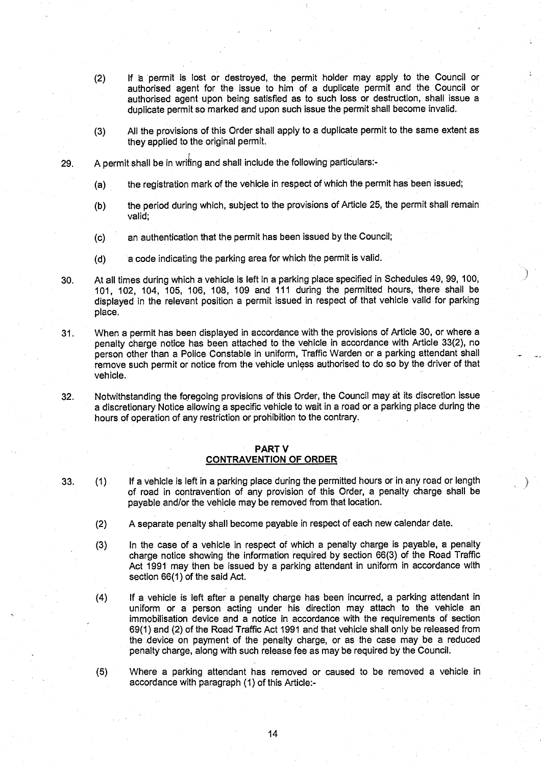(2) If a permit is lost or destroyed, the permit holder may apply to the Council or authorised agent for the issue to him of a duplicate permit and the Council or authorised agent upon being satisfied as to such loss or destruction, shall issue a duplicate permit so marked and upon such issue the permit shall become invalid.

(3) All the provisions of this Order shall apply to a duplicate permit to the same extent as they applied to the original permit.

29. A permit shall be in writing and shall include the following particulars:-

(a) the registration mark of the vehicle in respect of which the permit has been issued;

(b) the period during which, subject to the provisions of Article 25, the permit shall remain valid;

(c) an authentication that the permit has been issued by the Council;

(d) a code indicating the parking area for which the permit is valid.

30. At all times during which a vehicle is left in a parking place specified in Schedules 49, 99, 100, 101, 102, 104, 105, 106, 108, 109 and 111 during the permitted hours, there shall be displayed in the relevant position a permit issued in respect of that vehicle valid for parking place.

31. When a permit has been displayed in accordance with the provisions of Article 30, or where a penalty charge notice has been attached to the vehicle in accordance with Article 33(2), no person other than a Police Constable in uniform, Traffic Warden or a parking attendant shall remove such permit or notice from the vehicle unless authorised to do so by the driver of that vehicle.

32. Notwithstanding the foregoing provisions of this Order, the Council may at its discretion issue a discretionary Notice allowing a specific vehicle to wait in a road or a parking place during the hours of operation of any restriction or prohibition to the contrary.

## PART V
## CONTRAVENTION OF ORDER

33. (1) If a vehicle is left in a parking place during the permitted hours or in any road or length of road in contravention of any provision of this Order, a penalty charge shall be payable and/or the vehicle may be removed from that location.

(2) A separate penalty shall become payable in respect of each new calendar date.

(3) In the case of a vehicle in respect of which a penalty charge is payable, a penalty charge notice showing the information required by section 66(3) of the Road Traffic Act 1991 may then be issued by a parking attendant in uniform in accordance with section 66(1) of the said Act.

(4) If a vehicle is left after a penalty charge has been incurred, a parking attendant in uniform or a person acting under his direction may attach to the vehicle an immobilisation device and a notice in accordance with the requirements of section 69(1) and (2) of the Road Traffic Act 1991 and that vehicle shall only be released from the device on payment of the penalty charge, or as the case may be a reduced penalty charge, along with such release fee as may be required by the Council.

(5) Where a parking attendant has removed or caused to be removed a vehicle in accordance with paragraph (1) of this Article:-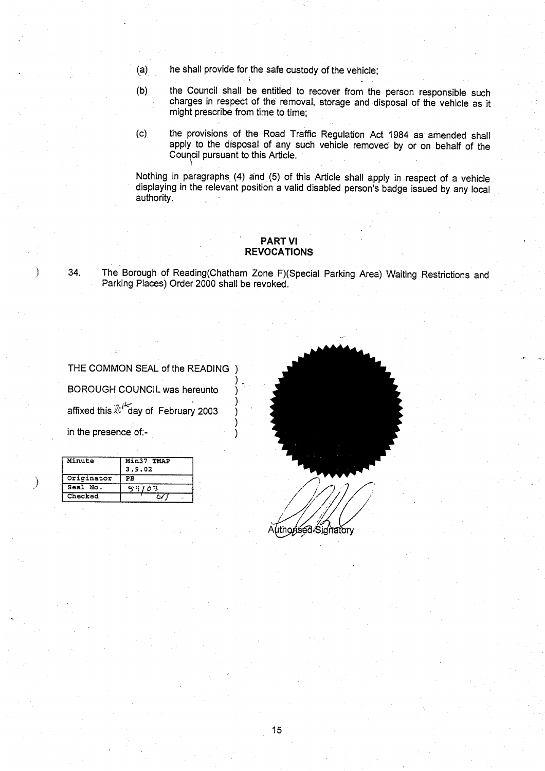(a) he shall provide for the safe custody of the vehicle;

(b) the Council shall be entitled to recover from the person responsible such charges in respect of the removal, storage and disposal of the vehicle as it might prescribe from time to time;

(c) the provisions of the Road Traffic Regulation Act 1984 as amended shall apply to the disposal of any such vehicle removed by or on behalf of the Council pursuant to this Article.

Nothing in paragraphs (4) and (5) of this Article shall apply in respect of a vehicle displaying in the relevant position a valid disabled person's badge issued by any local authority.

## PART VI
## REVOCATIONS

34. The Borough of Reading(Chatham Zone F)(Special Parking Area) Waiting Restrictions and Parking Places) Order 2000 shall be revoked.

THE COMMON SEAL of the READING )
BOROUGH COUNCIL was hereunto )
affixed this 26th day of February 2003 )
in the presence of:- )

| Minute | Min37 TMAP 3.9.02 |
|---|---|
| Originator | PB |
| Seal No. | 59/03 |
| Checked | |

Authorised Signatory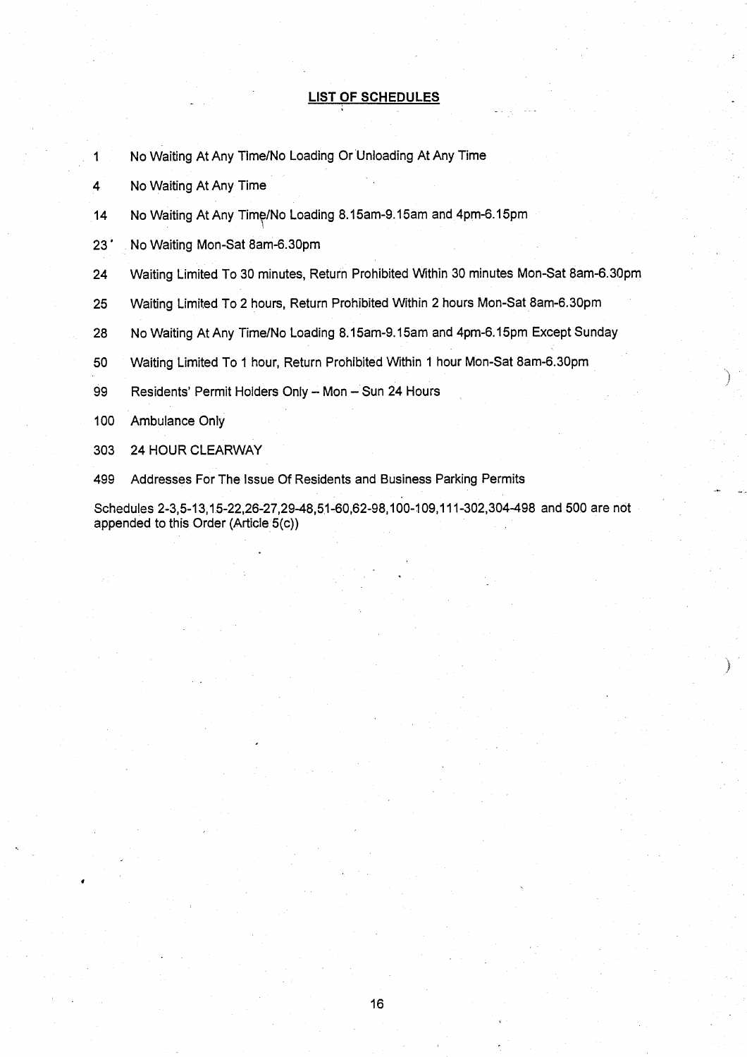## LIST OF SCHEDULES

| | |
|---|---|
| 1 | No Waiting At Any Time/No Loading Or Unloading At Any Time |
| 4 | No Waiting At Any Time |
| 14 | No Waiting At Any Time/No Loading 8.15am-9.15am and 4pm-6.15pm |
| 23 | No Waiting Mon-Sat 8am-6.30pm |
| 24 | Waiting Limited To 30 minutes, Return Prohibited Within 30 minutes Mon-Sat 8am-6.30pm |
| 25 | Waiting Limited To 2 hours, Return Prohibited Within 2 hours Mon-Sat 8am-6.30pm |
| 28 | No Waiting At Any Time/No Loading 8.15am-9.15am and 4pm-6.15pm Except Sunday |
| 50 | Waiting Limited To 1 hour, Return Prohibited Within 1 hour Mon-Sat 8am-6.30pm |
| 99 | Residents' Permit Holders Only – Mon – Sun 24 Hours |
| 100 | Ambulance Only |
| 303 | 24 HOUR CLEARWAY |
| 499 | Addresses For The Issue Of Residents and Business Parking Permits |

Schedules 2-3,5-13,15-22,26-27,29-48,51-60,62-98,100-109,111-302,304-498 and 500 are not appended to this Order (Article 5(c))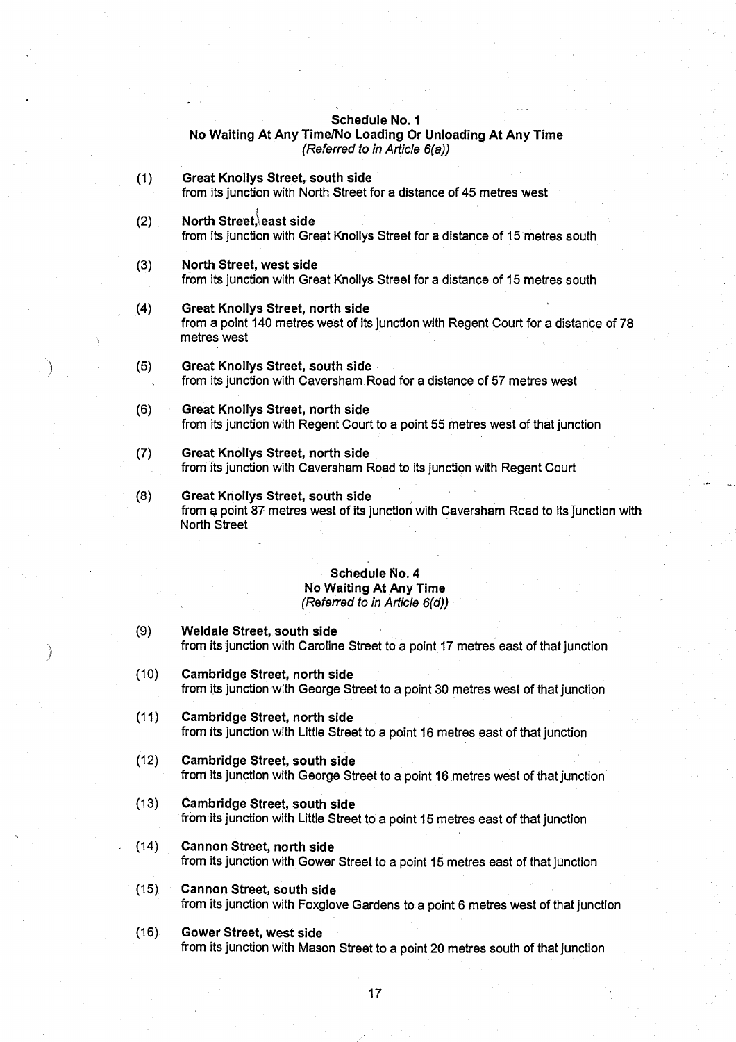## Schedule No. 1
### No Waiting At Any Time/No Loading Or Unloading At Any Time
*(Referred to in Article 6(a))*

(1) **Great Knollys Street, south side**
from its junction with North Street for a distance of 45 metres west

(2) **North Street, east side**
from its junction with Great Knollys Street for a distance of 15 metres south

(3) **North Street, west side**
from its junction with Great Knollys Street for a distance of 15 metres south

(4) **Great Knollys Street, north side**
from a point 140 metres west of its junction with Regent Court for a distance of 78 metres west

(5) **Great Knollys Street, south side**
from its junction with Caversham Road for a distance of 57 metres west

(6) **Great Knollys Street, north side**
from its junction with Regent Court to a point 55 metres west of that junction

(7) **Great Knollys Street, north side**
from its junction with Caversham Road to its junction with Regent Court

(8) **Great Knollys Street, south side**
from a point 87 metres west of its junction with Caversham Road to its junction with North Street

## Schedule No. 4
### No Waiting At Any Time
*(Referred to in Article 6(d))*

(9) **Weldale Street, south side**
from its junction with Caroline Street to a point 17 metres east of that junction

(10) **Cambridge Street, north side**
from its junction with George Street to a point 30 metres west of that junction

(11) **Cambridge Street, north side**
from its junction with Little Street to a point 16 metres east of that junction

(12) **Cambridge Street, south side**
from its junction with George Street to a point 16 metres west of that junction

(13) **Cambridge Street, south side**
from its junction with Little Street to a point 15 metres east of that junction

(14) **Cannon Street, north side**
from its junction with Gower Street to a point 15 metres east of that junction

(15) **Cannon Street, south side**
from its junction with Foxglove Gardens to a point 6 metres west of that junction

(16) **Gower Street, west side**
from its junction with Mason Street to a point 20 metres south of that junction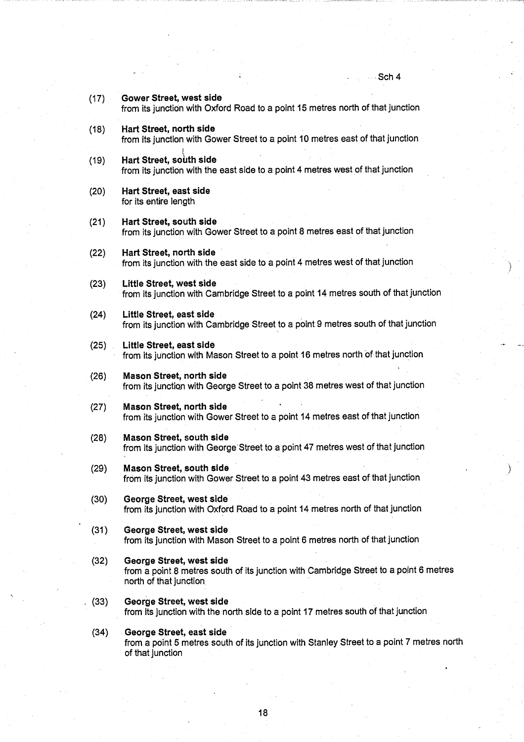(17) **Gower Street, west side**
from its junction with Oxford Road to a point 15 metres north of that junction

(18) **Hart Street, north side**
from its junction with Gower Street to a point 10 metres east of that junction

(19) **Hart Street, south side**
from its junction with the east side to a point 4 metres west of that junction

(20) **Hart Street, east side**
for its entire length

(21) **Hart Street, south side**
from its junction with Gower Street to a point 8 metres east of that junction

(22) **Hart Street, north side**
from its junction with the east side to a point 4 metres west of that junction

(23) **Little Street, west side**
from its junction with Cambridge Street to a point 14 metres south of that junction

(24) **Little Street, east side**
from its junction with Cambridge Street to a point 9 metres south of that junction

(25) **Little Street, east side**
from its junction with Mason Street to a point 16 metres north of that junction

(26) **Mason Street, north side**
from its junction with George Street to a point 38 metres west of that junction

(27) **Mason Street, north side**
from its junction with Gower Street to a point 14 metres east of that junction

(28) **Mason Street, south side**
from its junction with George Street to a point 47 metres west of that junction

(29) **Mason Street, south side**
from its junction with Gower Street to a point 43 metres east of that junction

(30) **George Street, west side**
from its junction with Oxford Road to a point 14 metres north of that junction

(31) **George Street, west side**
from its junction with Mason Street to a point 6 metres north of that junction

(32) **George Street, west side**
from a point 8 metres south of its junction with Cambridge Street to a point 6 metres north of that junction

(33) **George Street, west side**
from its junction with the north side to a point 17 metres south of that junction

(34) **George Street, east side**
from a point 5 metres south of its junction with Stanley Street to a point 7 metres north of that junction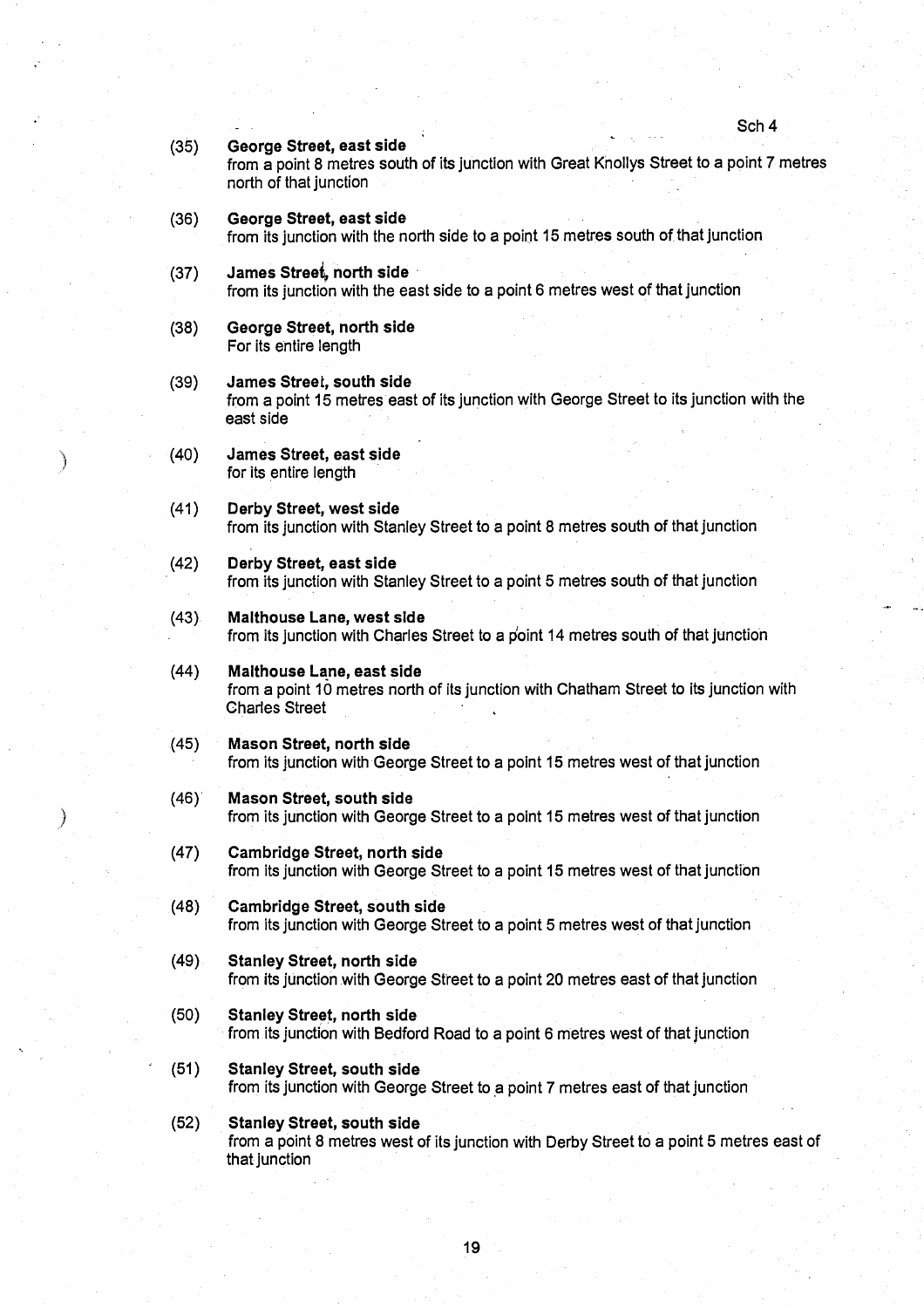(35) **George Street, east side**
from a point 8 metres south of its junction with Great Knollys Street to a point 7 metres north of that junction

(36) **George Street, east side**
from its junction with the north side to a point 15 metres south of that junction

(37) **James Street, north side**
from its junction with the east side to a point 6 metres west of that junction

(38) **George Street, north side**
For its entire length

(39) **James Street, south side**
from a point 15 metres east of its junction with George Street to its junction with the east side

(40) **James Street, east side**
for its entire length

(41) **Derby Street, west side**
from its junction with Stanley Street to a point 8 metres south of that junction

(42) **Derby Street, east side**
from its junction with Stanley Street to a point 5 metres south of that junction

(43) **Malthouse Lane, west side**
from its junction with Charles Street to a point 14 metres south of that junction

(44) **Malthouse Lane, east side**
from a point 10 metres north of its junction with Chatham Street to its junction with Charles Street

(45) **Mason Street, north side**
from its junction with George Street to a point 15 metres west of that junction

(46) **Mason Street, south side**
from its junction with George Street to a point 15 metres west of that junction

(47) **Cambridge Street, north side**
from its junction with George Street to a point 15 metres west of that junction

(48) **Cambridge Street, south side**
from its junction with George Street to a point 5 metres west of that junction

(49) **Stanley Street, north side**
from its junction with George Street to a point 20 metres east of that junction

(50) **Stanley Street, north side**
from its junction with Bedford Road to a point 6 metres west of that junction

(51) **Stanley Street, south side**
from its junction with George Street to a point 7 metres east of that junction

(52) **Stanley Street, south side**
from a point 8 metres west of its junction with Derby Street to a point 5 metres east of that junction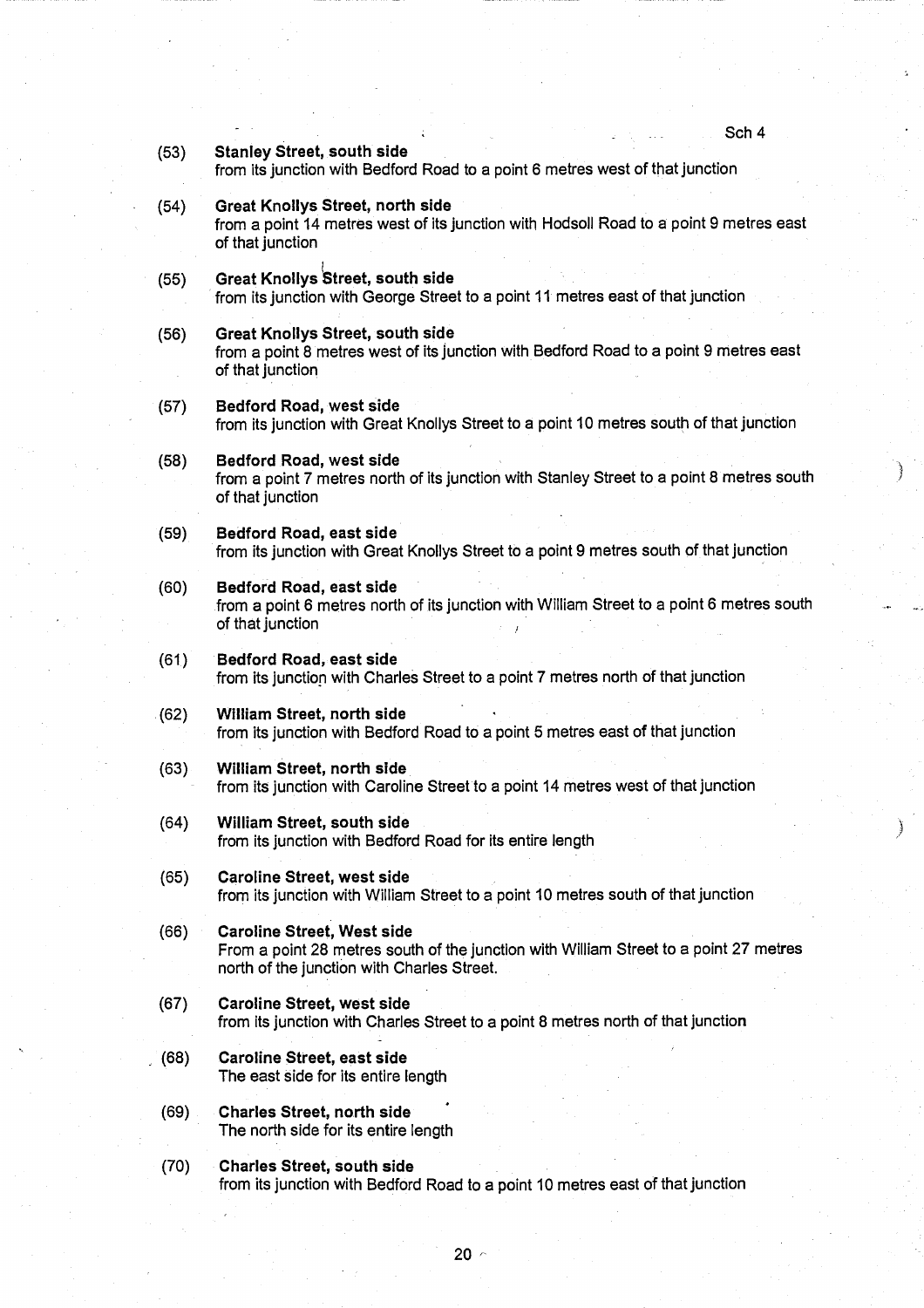(53) **Stanley Street, south side**
from its junction with Bedford Road to a point 6 metres west of that junction

(54) **Great Knollys Street, north side**
from a point 14 metres west of its junction with Hodsoll Road to a point 9 metres east of that junction

(55) **Great Knollys Street, south side**
from its junction with George Street to a point 11 metres east of that junction

(56) **Great Knollys Street, south side**
from a point 8 metres west of its junction with Bedford Road to a point 9 metres east of that junction

(57) **Bedford Road, west side**
from its junction with Great Knollys Street to a point 10 metres south of that junction

(58) **Bedford Road, west side**
from a point 7 metres north of its junction with Stanley Street to a point 8 metres south of that junction

(59) **Bedford Road, east side**
from its junction with Great Knollys Street to a point 9 metres south of that junction

(60) **Bedford Road, east side**
from a point 6 metres north of its junction with William Street to a point 6 metres south of that junction

(61) **Bedford Road, east side**
from its junction with Charles Street to a point 7 metres north of that junction

(62) **William Street, north side**
from its junction with Bedford Road to a point 5 metres east of that junction

(63) **William Street, north side**
from its junction with Caroline Street to a point 14 metres west of that junction

(64) **William Street, south side**
from its junction with Bedford Road for its entire length

(65) **Caroline Street, west side**
from its junction with William Street to a point 10 metres south of that junction

(66) **Caroline Street, West side**
From a point 28 metres south of the junction with William Street to a point 27 metres north of the junction with Charles Street.

(67) **Caroline Street, west side**
from its junction with Charles Street to a point 8 metres north of that junction

(68) **Caroline Street, east side**
The east side for its entire length

(69) **Charles Street, north side**
The north side for its entire length

(70) **Charles Street, south side**
from its junction with Bedford Road to a point 10 metres east of that junction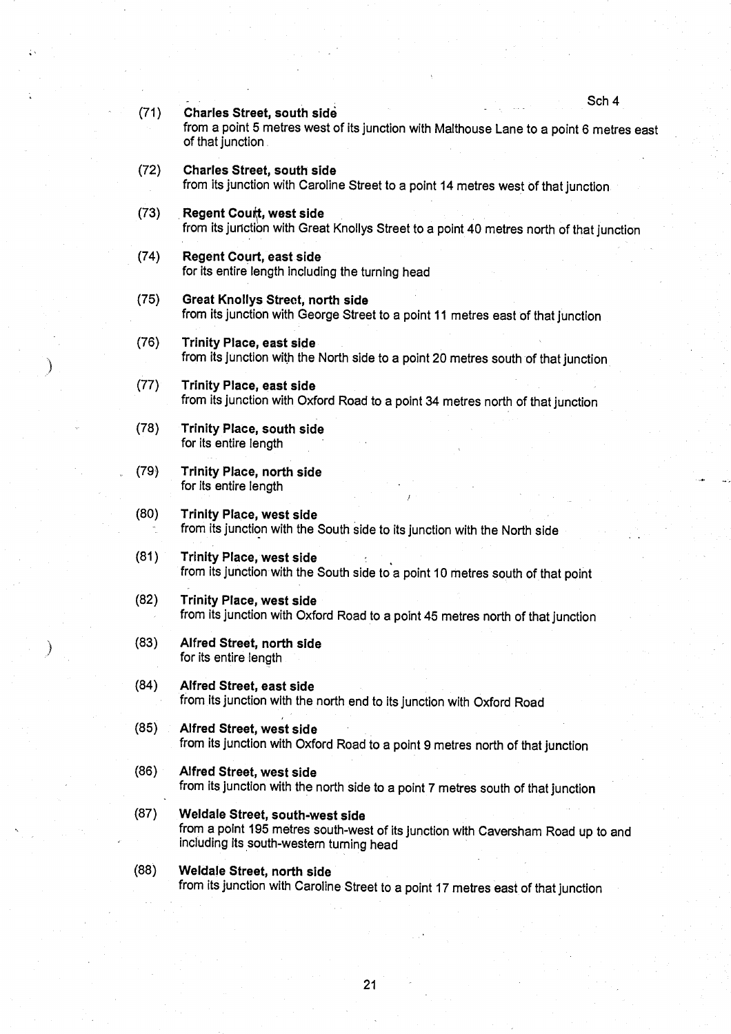(71) **Charles Street, south side**
from a point 5 metres west of its junction with Malthouse Lane to a point 6 metres east of that junction

(72) **Charles Street, south side**
from its junction with Caroline Street to a point 14 metres west of that junction

(73) **Regent Court, west side**
from its junction with Great Knollys Street to a point 40 metres north of that junction

(74) **Regent Court, east side**
for its entire length including the turning head

(75) **Great Knollys Street, north side**
from its junction with George Street to a point 11 metres east of that junction

(76) **Trinity Place, east side**
from its junction with the North side to a point 20 metres south of that junction

(77) **Trinity Place, east side**
from its junction with Oxford Road to a point 34 metres north of that junction

(78) **Trinity Place, south side**
for its entire length

(79) **Trinity Place, north side**
for its entire length

(80) **Trinity Place, west side**
from its junction with the South side to its junction with the North side

(81) **Trinity Place, west side**
from its junction with the South side to a point 10 metres south of that point

(82) **Trinity Place, west side**
from its junction with Oxford Road to a point 45 metres north of that junction

(83) **Alfred Street, north side**
for its entire length

(84) **Alfred Street, east side**
from its junction with the north end to its junction with Oxford Road

(85) **Alfred Street, west side**
from its junction with Oxford Road to a point 9 metres north of that junction

(86) **Alfred Street, west side**
from its junction with the north side to a point 7 metres south of that junction

(87) **Weldale Street, south-west side**
from a point 195 metres south-west of its junction with Caversham Road up to and including its south-western turning head

(88) **Weldale Street, north side**
from its junction with Caroline Street to a point 17 metres east of that junction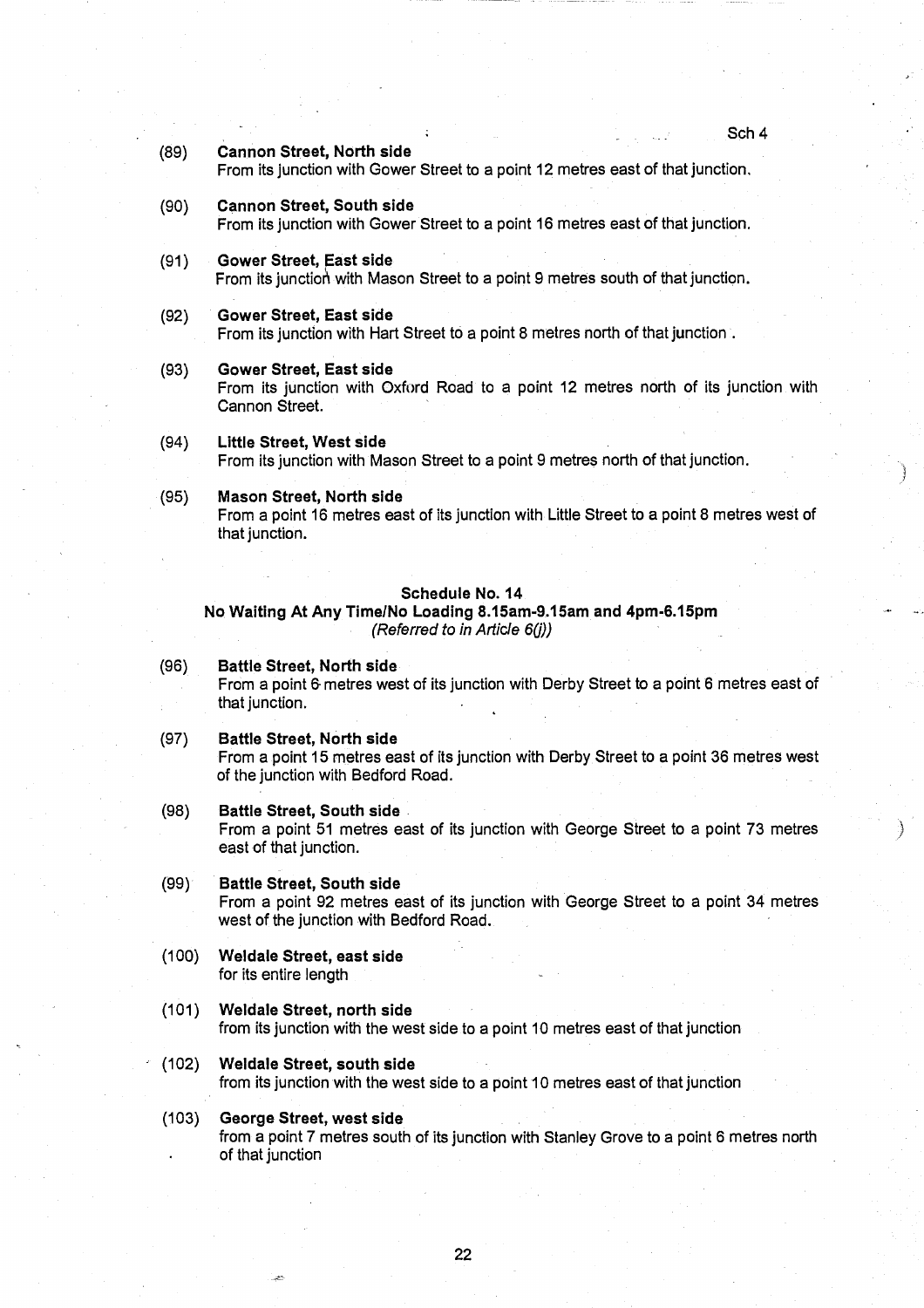(89) **Cannon Street, North side**
From its junction with Gower Street to a point 12 metres east of that junction.

(90) **Cannon Street, South side**
From its junction with Gower Street to a point 16 metres east of that junction.

(91) **Gower Street, East side**
From its junction with Mason Street to a point 9 metres south of that junction.

(92) **Gower Street, East side**
From its junction with Hart Street to a point 8 metres north of that junction .

(93) **Gower Street, East side**
From its junction with Oxford Road to a point 12 metres north of its junction with Cannon Street.

(94) **Little Street, West side**
From its junction with Mason Street to a point 9 metres north of that junction.

(95) **Mason Street, North side**
From a point 16 metres east of its junction with Little Street to a point 8 metres west of that junction.

## Schedule No. 14
### No Waiting At Any Time/No Loading 8.15am-9.15am and 4pm-6.15pm
*(Referred to in Article 6(j))*

(96) **Battle Street, North side**
From a point 6 metres west of its junction with Derby Street to a point 6 metres east of that junction.

(97) **Battle Street, North side**
From a point 15 metres east of its junction with Derby Street to a point 36 metres west of the junction with Bedford Road.

(98) **Battle Street, South side**
From a point 51 metres east of its junction with George Street to a point 73 metres east of that junction.

(99) **Battle Street, South side**
From a point 92 metres east of its junction with George Street to a point 34 metres west of the junction with Bedford Road.

(100) **Weldale Street, east side**
for its entire length

(101) **Weldale Street, north side**
from its junction with the west side to a point 10 metres east of that junction

(102) **Weldale Street, south side**
from its junction with the west side to a point 10 metres east of that junction

(103) **George Street, west side**
from a point 7 metres south of its junction with Stanley Grove to a point 6 metres north of that junction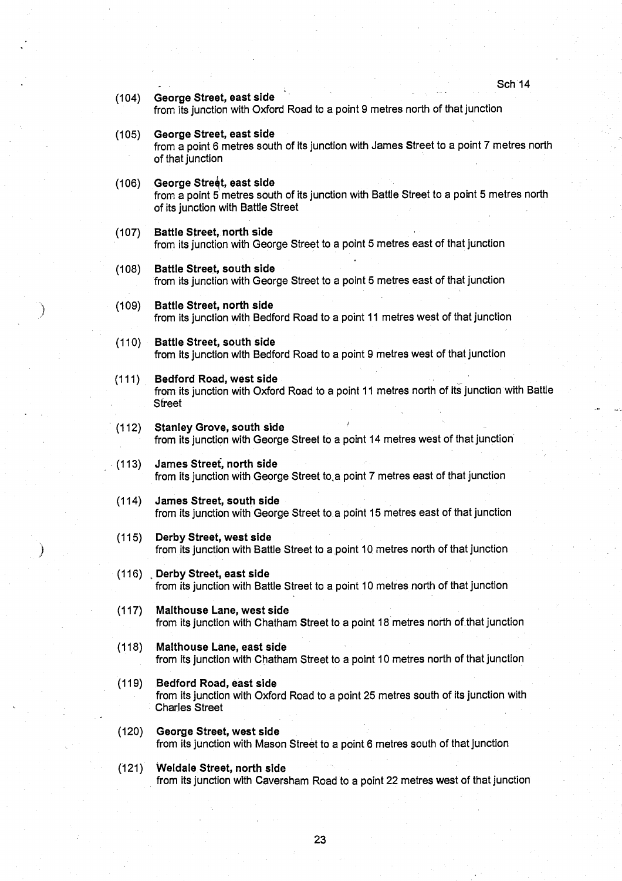(104) **George Street, east side**
from its junction with Oxford Road to a point 9 metres north of that junction

(105) **George Street, east side**
from a point 6 metres south of its junction with James Street to a point 7 metres north of that junction

(106) **George Street, east side**
from a point 5 metres south of its junction with Battle Street to a point 5 metres north of its junction with Battle Street

(107) **Battle Street, north side**
from its junction with George Street to a point 5 metres east of that junction

(108) **Battle Street, south side**
from its junction with George Street to a point 5 metres east of that junction

(109) **Battle Street, north side**
from its junction with Bedford Road to a point 11 metres west of that junction

(110) **Battle Street, south side**
from its junction with Bedford Road to a point 9 metres west of that junction

(111) **Bedford Road, west side**
from its junction with Oxford Road to a point 11 metres north of its junction with Battle Street

(112) **Stanley Grove, south side**
from its junction with George Street to a point 14 metres west of that junction

(113) **James Street, north side**
from its junction with George Street to a point 7 metres east of that junction

(114) **James Street, south side**
from its junction with George Street to a point 15 metres east of that junction

(115) **Derby Street, west side**
from its junction with Battle Street to a point 10 metres north of that junction

(116) **Derby Street, east side**
from its junction with Battle Street to a point 10 metres north of that junction

(117) **Malthouse Lane, west side**
from its junction with Chatham Street to a point 18 metres north of that junction

(118) **Malthouse Lane, east side**
from its junction with Chatham Street to a point 10 metres north of that junction

(119) **Bedford Road, east side**
from its junction with Oxford Road to a point 25 metres south of its junction with Charles Street

(120) **George Street, west side**
from its junction with Mason Street to a point 6 metres south of that junction

(121) **Weldale Street, north side**
from its junction with Caversham Road to a point 22 metres west of that junction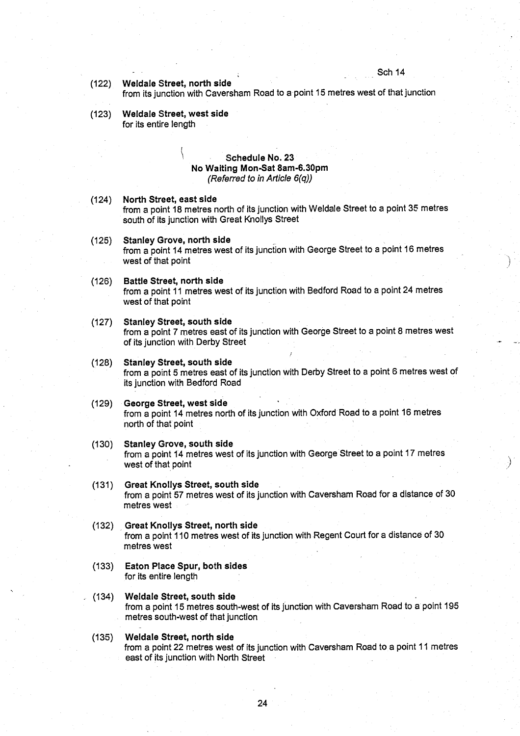(122) **Weldale Street, north side**
from its junction with Caversham Road to a point 15 metres west of that junction

(123) **Weldale Street, west side**
for its entire length

### Schedule No. 23
### No Waiting Mon-Sat 8am-6.30pm
*(Referred to in Article 6(q))*

(124) **North Street, east side**
from a point 18 metres north of its junction with Weldale Street to a point 35 metres south of its junction with Great Knollys Street

(125) **Stanley Grove, north side**
from a point 14 metres west of its junction with George Street to a point 16 metres west of that point

(126) **Battle Street, north side**
from a point 11 metres west of its junction with Bedford Road to a point 24 metres west of that point

(127) **Stanley Street, south side**
from a point 7 metres east of its junction with George Street to a point 8 metres west of its junction with Derby Street

(128) **Stanley Street, south side**
from a point 5 metres east of its junction with Derby Street to a point 6 metres west of its junction with Bedford Road

(129) **George Street, west side**
from a point 14 metres north of its junction with Oxford Road to a point 16 metres north of that point

(130) **Stanley Grove, south side**
from a point 14 metres west of its junction with George Street to a point 17 metres west of that point

(131) **Great Knollys Street, south side**
from a point 57 metres west of its junction with Caversham Road for a distance of 30 metres west

(132) **Great Knollys Street, north side**
from a point 110 metres west of its junction with Regent Court for a distance of 30 metres west

(133) **Eaton Place Spur, both sides**
for its entire length

(134) **Weldale Street, south side**
from a point 15 metres south-west of its junction with Caversham Road to a point 195 metres south-west of that junction

(135) **Weldale Street, north side**
from a point 22 metres west of its junction with Caversham Road to a point 11 metres east of its junction with North Street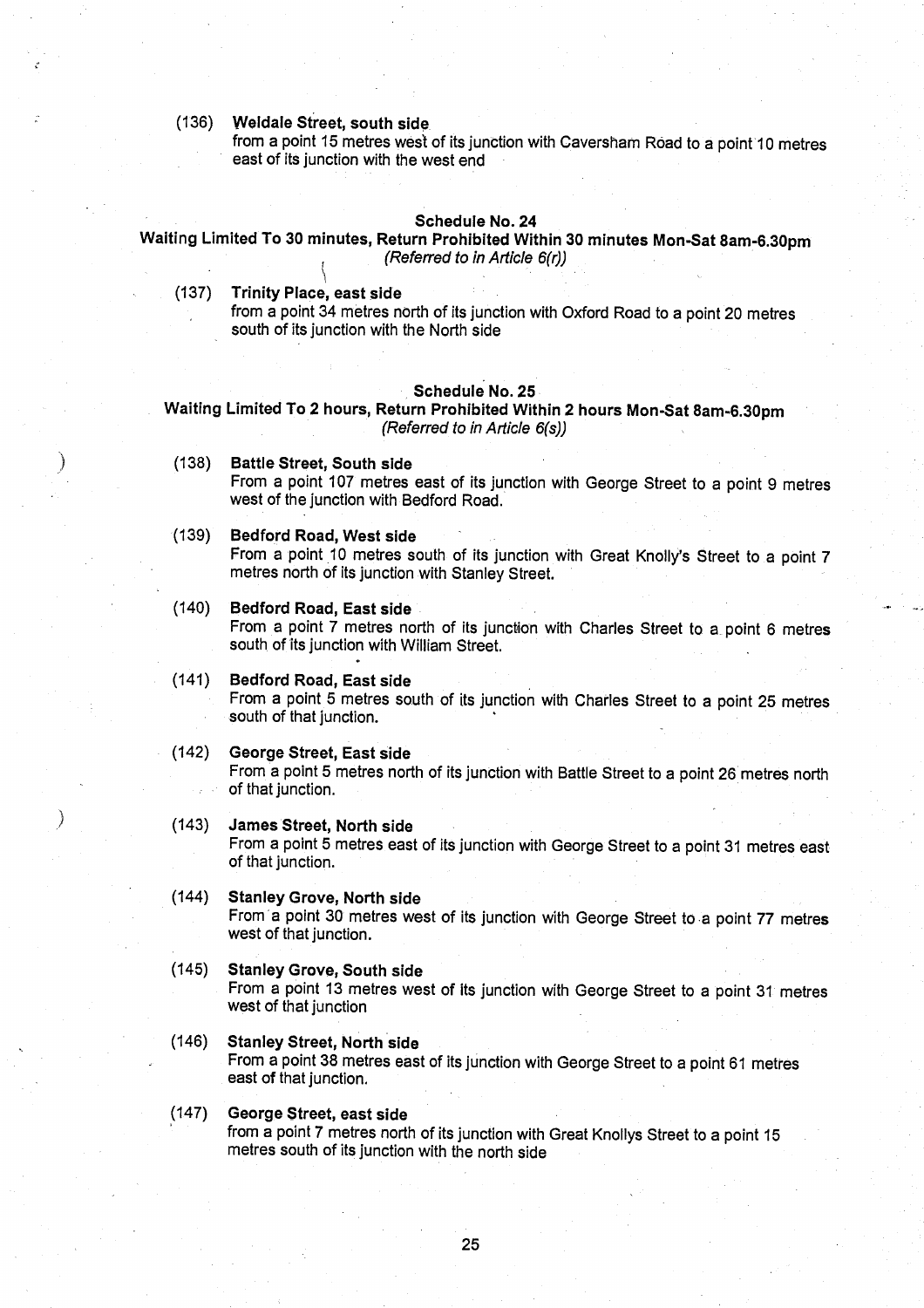(136) **Weldale Street, south side**
from a point 15 metres west of its junction with Caversham Road to a point 10 metres east of its junction with the west end

**Schedule No. 24**
**Waiting Limited To 30 minutes, Return Prohibited Within 30 minutes Mon-Sat 8am-6.30pm**
*(Referred to in Article 6(r))*

(137) **Trinity Place, east side**
from a point 34 metres north of its junction with Oxford Road to a point 20 metres south of its junction with the North side

**Schedule No. 25**
**Waiting Limited To 2 hours, Return Prohibited Within 2 hours Mon-Sat 8am-6.30pm**
*(Referred to in Article 6(s))*

(138) **Battle Street, South side**
From a point 107 metres east of its junction with George Street to a point 9 metres west of the junction with Bedford Road.

(139) **Bedford Road, West side**
From a point 10 metres south of its junction with Great Knolly's Street to a point 7 metres north of its junction with Stanley Street.

(140) **Bedford Road, East side**
From a point 7 metres north of its junction with Charles Street to a point 6 metres south of its junction with William Street.

(141) **Bedford Road, East side**
From a point 5 metres south of its junction with Charles Street to a point 25 metres south of that junction.

(142) **George Street, East side**
From a point 5 metres north of its junction with Battle Street to a point 26 metres north of that junction.

(143) **James Street, North side**
From a point 5 metres east of its junction with George Street to a point 31 metres east of that junction.

(144) **Stanley Grove, North side**
From a point 30 metres west of its junction with George Street to a point 77 metres west of that junction.

(145) **Stanley Grove, South side**
From a point 13 metres west of its junction with George Street to a point 31 metres west of that junction

(146) **Stanley Street, North side**
From a point 38 metres east of its junction with George Street to a point 61 metres east of that junction.

(147) **George Street, east side**
from a point 7 metres north of its junction with Great Knollys Street to a point 15 metres south of its junction with the north side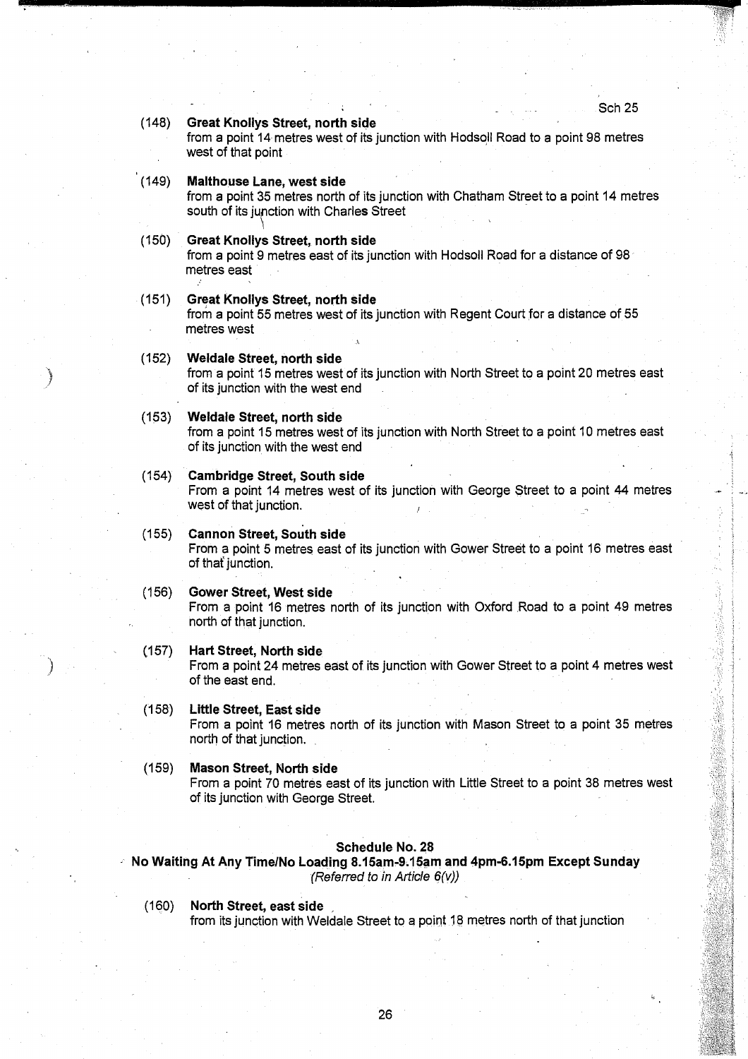(148) **Great Knollys Street, north side**
from a point 14 metres west of its junction with Hodsoll Road to a point 98 metres west of that point

(149) **Malthouse Lane, west side**
from a point 35 metres north of its junction with Chatham Street to a point 14 metres south of its junction with Charles Street

(150) **Great Knollys Street, north side**
from a point 9 metres east of its junction with Hodsoll Road for a distance of 98 metres east

(151) **Great Knollys Street, north side**
from a point 55 metres west of its junction with Regent Court for a distance of 55 metres west

(152) **Weldale Street, north side**
from a point 15 metres west of its junction with North Street to a point 20 metres east of its junction with the west end

(153) **Weldale Street, north side**
from a point 15 metres west of its junction with North Street to a point 10 metres east of its junction with the west end

(154) **Cambridge Street, South side**
From a point 14 metres west of its junction with George Street to a point 44 metres west of that junction.

(155) **Cannon Street, South side**
From a point 5 metres east of its junction with Gower Street to a point 16 metres east of that junction.

(156) **Gower Street, West side**
From a point 16 metres north of its junction with Oxford Road to a point 49 metres north of that junction.

(157) **Hart Street, North side**
From a point 24 metres east of its junction with Gower Street to a point 4 metres west of the east end.

(158) **Little Street, East side**
From a point 16 metres north of its junction with Mason Street to a point 35 metres north of that junction.

(159) **Mason Street, North side**
From a point 70 metres east of its junction with Little Street to a point 38 metres west of its junction with George Street.

## Schedule No. 28
### No Waiting At Any Time/No Loading 8.15am-9.15am and 4pm-6.15pm Except Sunday
*(Referred to in Article 6(v))*

(160) **North Street, east side**
from its junction with Weldale Street to a point 18 metres north of that junction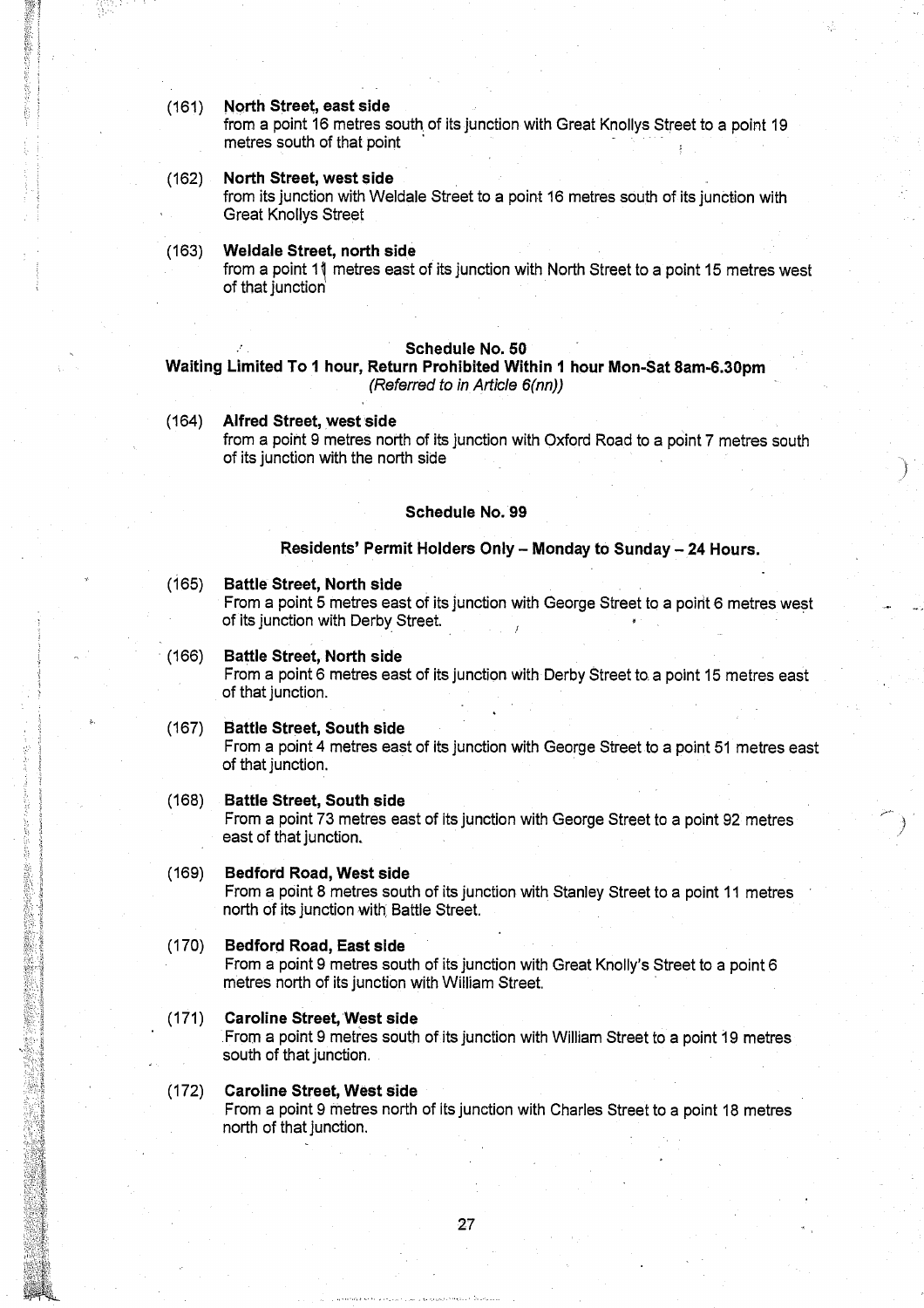(161) **North Street, east side**
from a point 16 metres south of its junction with Great Knollys Street to a point 19 metres south of that point

(162) **North Street, west side**
from its junction with Weldale Street to a point 16 metres south of its junction with Great Knollys Street

(163) **Weldale Street, north side**
from a point 11 metres east of its junction with North Street to a point 15 metres west of that junction

**Schedule No. 50**
**Waiting Limited To 1 hour, Return Prohibited Within 1 hour Mon-Sat 8am-6.30pm**
*(Referred to in Article 6(nn))*

(164) **Alfred Street, west side**
from a point 9 metres north of its junction with Oxford Road to a point 7 metres south of its junction with the north side

**Schedule No. 99**

**Residents' Permit Holders Only – Monday to Sunday – 24 Hours.**

(165) **Battle Street, North side**
From a point 5 metres east of its junction with George Street to a point 6 metres west of its junction with Derby Street.

(166) **Battle Street, North side**
From a point 6 metres east of its junction with Derby Street to a point 15 metres east of that junction.

(167) **Battle Street, South side**
From a point 4 metres east of its junction with George Street to a point 51 metres east of that junction.

(168) **Battle Street, South side**
From a point 73 metres east of its junction with George Street to a point 92 metres east of that junction.

(169) **Bedford Road, West side**
From a point 8 metres south of its junction with Stanley Street to a point 11 metres north of its junction with Battle Street.

(170) **Bedford Road, East side**
From a point 9 metres south of its junction with Great Knolly's Street to a point 6 metres north of its junction with William Street.

(171) **Caroline Street, West side**
From a point 9 metres south of its junction with William Street to a point 19 metres south of that junction.

(172) **Caroline Street, West side**
From a point 9 metres north of its junction with Charles Street to a point 18 metres north of that junction.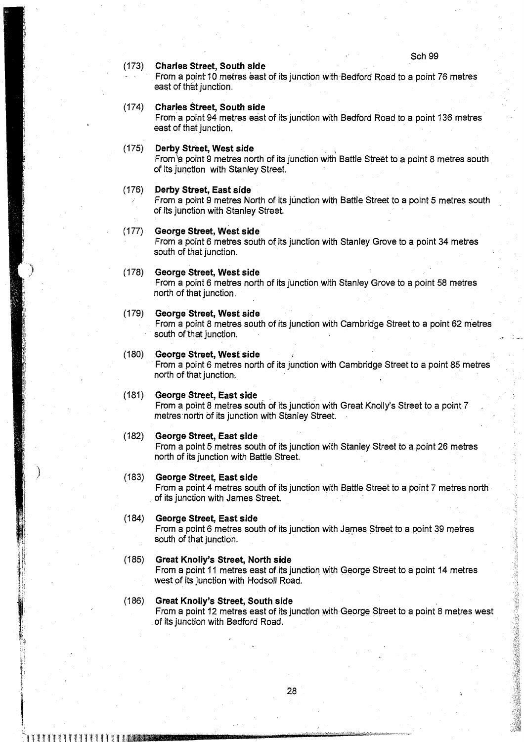Sch 99

(173) **Charles Street, South side**
From a point 10 metres east of its junction with Bedford Road to a point 76 metres east of that junction.

(174) **Charles Street, South side**
From a point 94 metres east of its junction with Bedford Road to a point 136 metres east of that junction.

(175) **Derby Street, West side**
From a point 9 metres north of its junction with Battle Street to a point 8 metres south of its junction with Stanley Street.

(176) **Derby Street, East side**
From a point 9 metres North of its junction with Battle Street to a point 5 metres south of its junction with Stanley Street.

(177) **George Street, West side**
From a point 6 metres south of its junction with Stanley Grove to a point 34 metres south of that junction.

(178) **George Street, West side**
From a point 6 metres north of its junction with Stanley Grove to a point 58 metres north of that junction.

(179) **George Street, West side**
From a point 8 metres south of its junction with Cambridge Street to a point 62 metres south of that junction.

(180) **George Street, West side**
From a point 6 metres north of its junction with Cambridge Street to a point 85 metres north of that junction.

(181) **George Street, East side**
From a point 8 metres south of its junction with Great Knolly's Street to a point 7 metres north of its junction with Stanley Street.

(182) **George Street, East side**
From a point 5 metres south of its junction with Stanley Street to a point 26 metres north of its junction with Battle Street.

(183) **George Street, East side**
From a point 4 metres south of its junction with Battle Street to a point 7 metres north of its junction with James Street.

(184) **George Street, East side**
From a point 6 metres south of its junction with James Street to a point 39 metres south of that junction.

(185) **Great Knolly's Street, North side**
From a point 11 metres east of its junction with George Street to a point 14 metres west of its junction with Hodsoll Road.

(186) **Great Knolly's Street, South side**
From a point 12 metres east of its junction with George Street to a point 8 metres west of its junction with Bedford Road.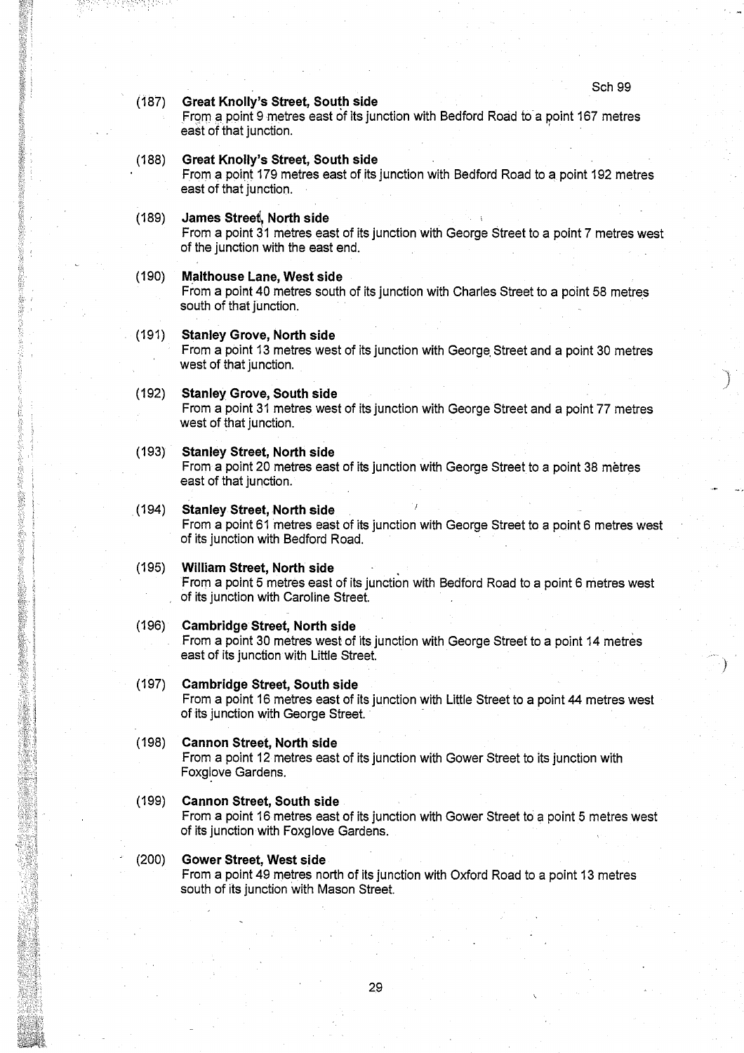(187) **Great Knolly's Street, South side**
From a point 9 metres east of its junction with Bedford Road to a point 167 metres east of that junction.

(188) **Great Knolly's Street, South side**
From a point 179 metres east of its junction with Bedford Road to a point 192 metres east of that junction.

(189) **James Street, North side**
From a point 31 metres east of its junction with George Street to a point 7 metres west of the junction with the east end.

(190) **Malthouse Lane, West side**
From a point 40 metres south of its junction with Charles Street to a point 58 metres south of that junction.

(191) **Stanley Grove, North side**
From a point 13 metres west of its junction with George Street and a point 30 metres west of that junction.

(192) **Stanley Grove, South side**
From a point 31 metres west of its junction with George Street and a point 77 metres west of that junction.

(193) **Stanley Street, North side**
From a point 20 metres east of its junction with George Street to a point 38 mètres east of that junction.

(194) **Stanley Street, North side**
From a point 61 metres east of its junction with George Street to a point 6 metres west of its junction with Bedford Road.

(195) **William Street, North side**
From a point 5 metres east of its junction with Bedford Road to a point 6 metres west of its junction with Caroline Street.

(196) **Cambridge Street, North side**
From a point 30 metres west of its junction with George Street to a point 14 metres east of its junction with Little Street.

(197) **Cambridge Street, South side**
From a point 16 metres east of its junction with Little Street to a point 44 metres west of its junction with George Street.

(198) **Cannon Street, North side**
From a point 12 metres east of its junction with Gower Street to its junction with Foxglove Gardens.

(199) **Cannon Street, South side**
From a point 16 metres east of its junction with Gower Street to a point 5 metres west of its junction with Foxglove Gardens.

(200) **Gower Street, West side**
From a point 49 metres north of its junction with Oxford Road to a point 13 metres south of its junction with Mason Street.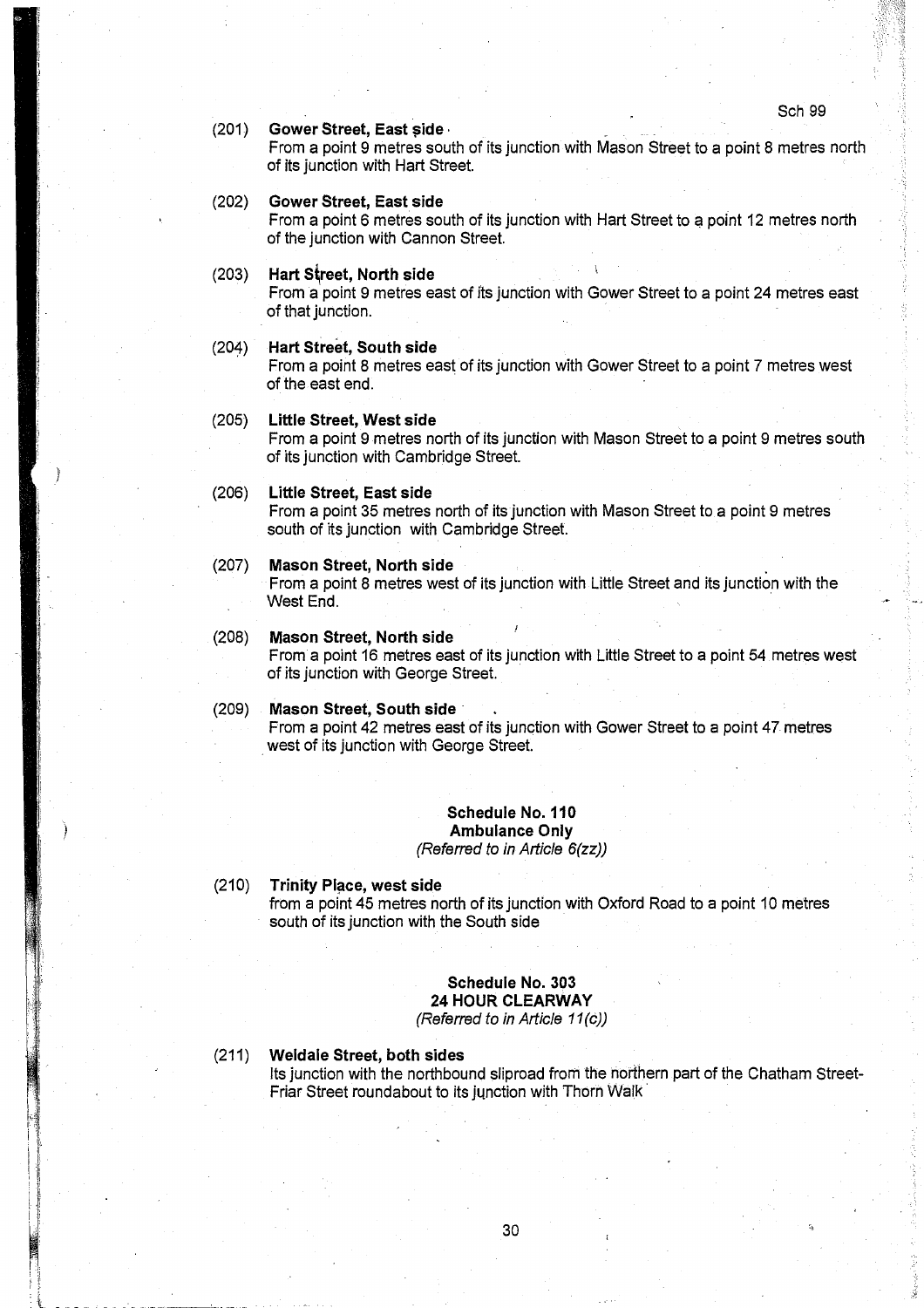Sch 99

(201) **Gower Street, East side**
From a point 9 metres south of its junction with Mason Street to a point 8 metres north of its junction with Hart Street.

(202) **Gower Street, East side**
From a point 6 metres south of its junction with Hart Street to a point 12 metres north of the junction with Cannon Street.

(203) **Hart Street, North side**
From a point 9 metres east of its junction with Gower Street to a point 24 metres east of that junction.

(204) **Hart Street, South side**
From a point 8 metres east of its junction with Gower Street to a point 7 metres west of the east end.

(205) **Little Street, West side**
From a point 9 metres north of its junction with Mason Street to a point 9 metres south of its junction with Cambridge Street.

(206) **Little Street, East side**
From a point 35 metres north of its junction with Mason Street to a point 9 metres south of its junction with Cambridge Street.

(207) **Mason Street, North side**
From a point 8 metres west of its junction with Little Street and its junction with the West End.

(208) **Mason Street, North side**
From a point 16 metres east of its junction with Little Street to a point 54 metres west of its junction with George Street.

(209) **Mason Street, South side**
From a point 42 metres east of its junction with Gower Street to a point 47 metres west of its junction with George Street.

## Schedule No. 110
## Ambulance Only
*(Referred to in Article 6(zz))*

(210) **Trinity Place, west side**
from a point 45 metres north of its junction with Oxford Road to a point 10 metres south of its junction with the South side

## Schedule No. 303
## 24 HOUR CLEARWAY
*(Referred to in Article 11(c))*

(211) **Weldale Street, both sides**
Its junction with the northbound sliproad from the northern part of the Chatham Street-Friar Street roundabout to its junction with Thorn Walk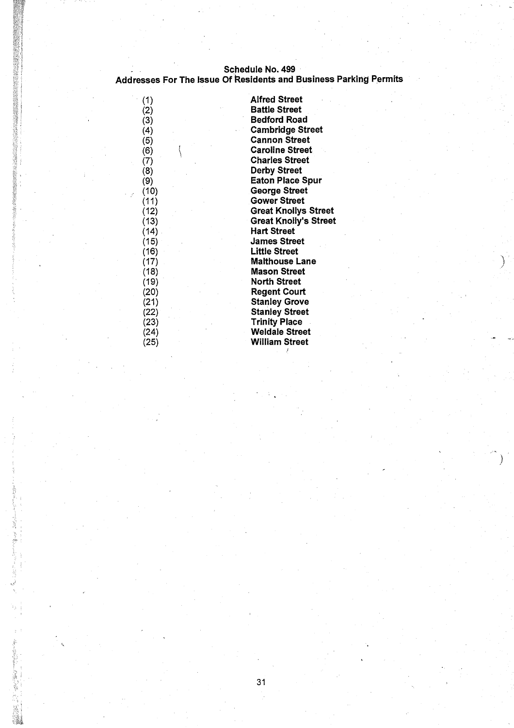**Schedule No. 499**
**Addresses For The Issue Of Residents and Business Parking Permits**

| | |
|---|---|
| (1) | **Alfred Street** |
| (2) | **Battle Street** |
| (3) | **Bedford Road** |
| (4) | **Cambridge Street** |
| (5) | **Cannon Street** |
| (6) | **Caroline Street** |
| (7) | **Charles Street** |
| (8) | **Derby Street** |
| (9) | **Eaton Place Spur** |
| (10) | **George Street** |
| (11) | **Gower Street** |
| (12) | **Great Knollys Street** |
| (13) | **Great Knolly's Street** |
| (14) | **Hart Street** |
| (15) | **James Street** |
| (16) | **Little Street** |
| (17) | **Malthouse Lane** |
| (18) | **Mason Street** |
| (19) | **North Street** |
| (20) | **Regent Court** |
| (21) | **Stanley Grove** |
| (22) | **Stanley Street** |
| (23) | **Trinity Place** |
| (24) | **Weldale Street** |
| (25) | **William Street** |